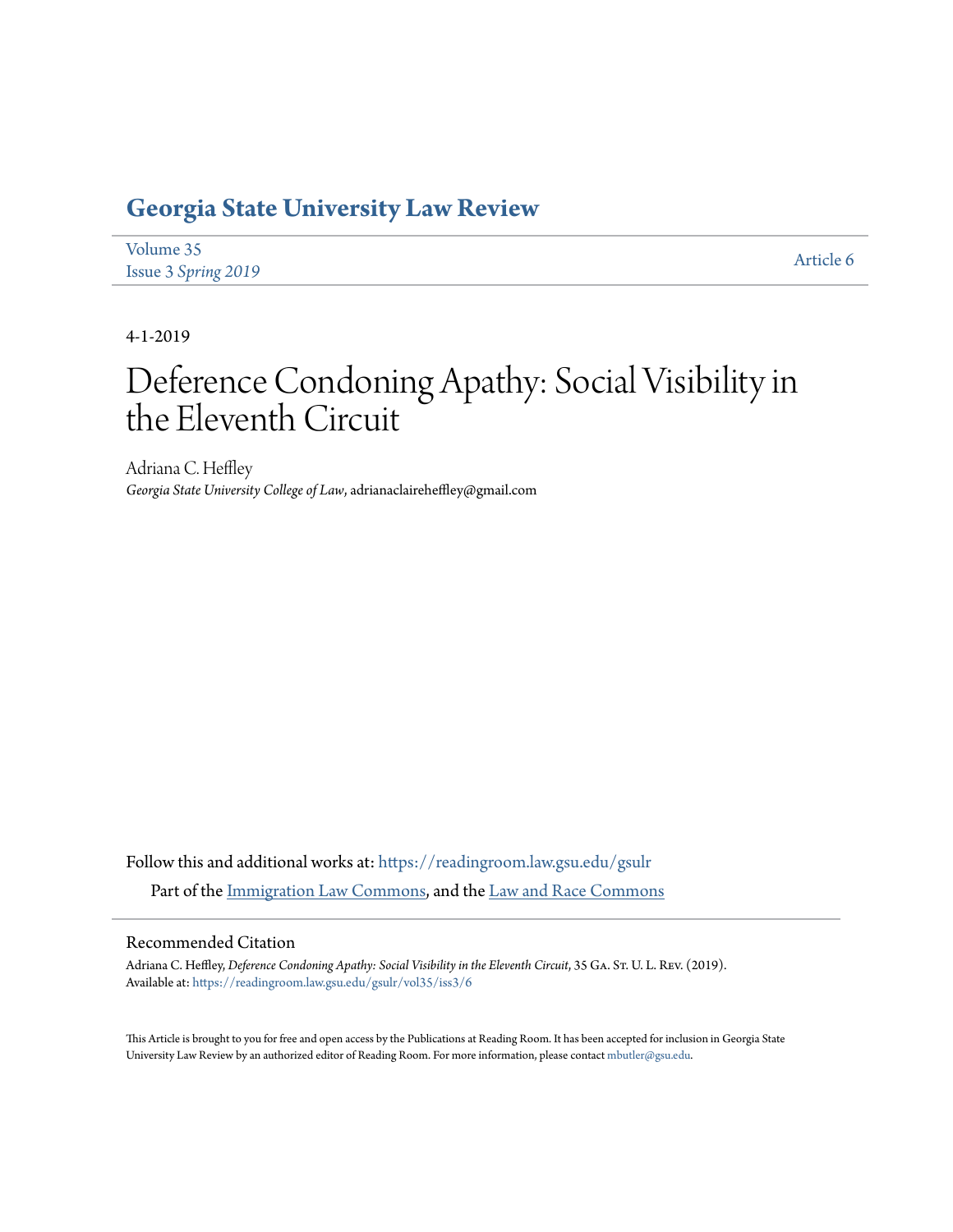# Georgia State University Law Review

Volume 35
Issue 3 *Spring 2019*

Article 6

4-1-2019

# Deference Condoning Apathy: Social Visibility in the Eleventh Circuit

Adriana C. Heffley
*Georgia State University College of Law*, adrianaclaireheffley@gmail.com

Follow this and additional works at: https://readingroom.law.gsu.edu/gsulr

Part of the Immigration Law Commons, and the Law and Race Commons

## Recommended Citation

Adriana C. Heffley, *Deference Condoning Apathy: Social Visibility in the Eleventh Circuit*, 35 Ga. St. U. L. Rev. (2019).
Available at: https://readingroom.law.gsu.edu/gsulr/vol35/iss3/6

This Article is brought to you for free and open access by the Publications at Reading Room. It has been accepted for inclusion in Georgia State University Law Review by an authorized editor of Reading Room. For more information, please contact mbutler@gsu.edu.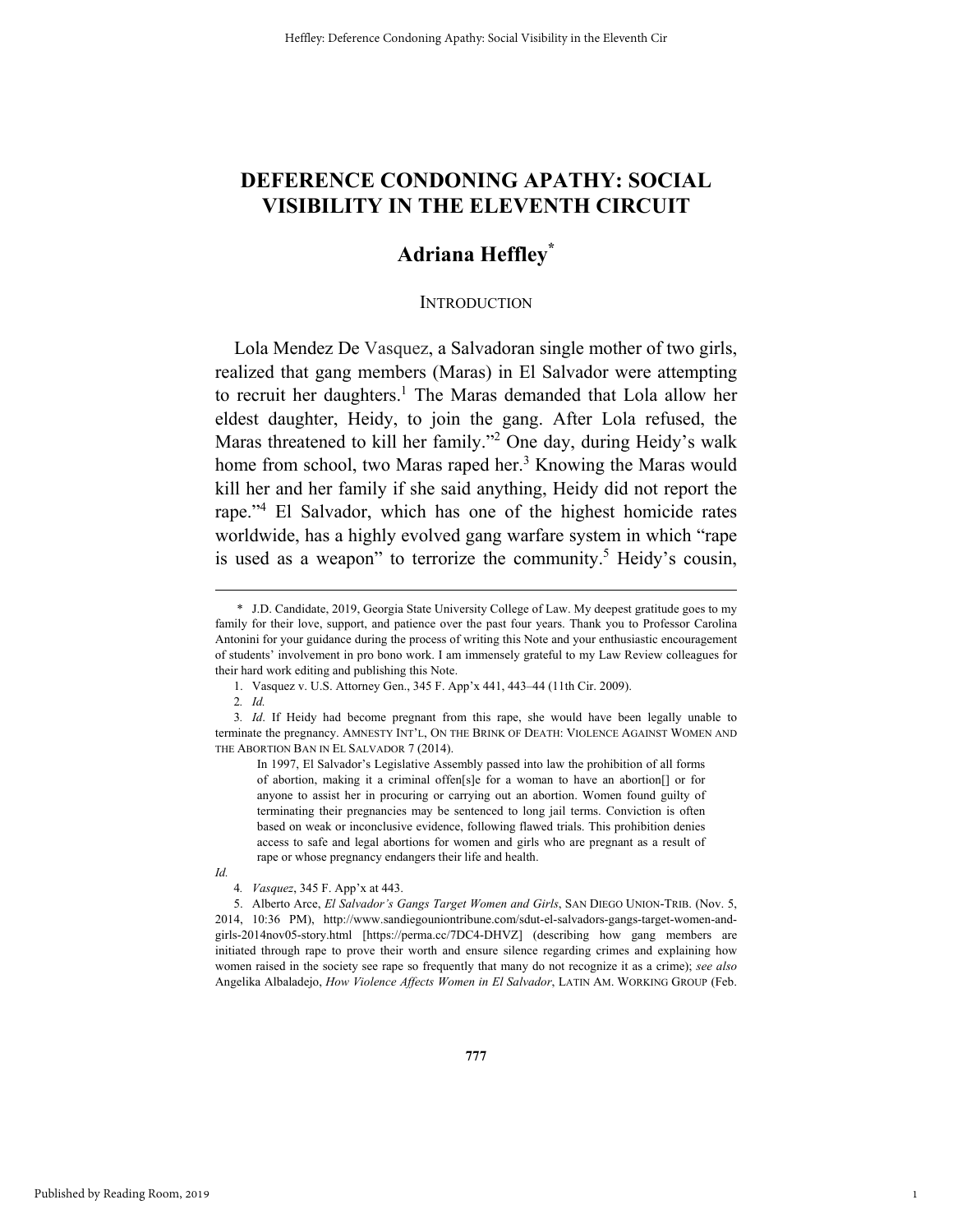# DEFERENCE CONDONING APATHY: SOCIAL VISIBILITY IN THE ELEVENTH CIRCUIT

## Adriana Heffley*

### INTRODUCTION

Lola Mendez De Vasquez, a Salvadoran single mother of two girls, realized that gang members (Maras) in El Salvador were attempting to recruit her daughters.[1] The Maras demanded that Lola allow her eldest daughter, Heidy, to join the gang. After Lola refused, the Maras threatened to kill her family."[2] One day, during Heidy's walk home from school, two Maras raped her.[3] Knowing the Maras would kill her and her family if she said anything, Heidy did not report the rape."[4] El Salvador, which has one of the highest homicide rates worldwide, has a highly evolved gang warfare system in which "rape is used as a weapon" to terrorize the community.[5] Heidy's cousin,

---

\* J.D. Candidate, 2019, Georgia State University College of Law. My deepest gratitude goes to my family for their love, support, and patience over the past four years. Thank you to Professor Carolina Antonini for your guidance during the process of writing this Note and your enthusiastic encouragement of students' involvement in pro bono work. I am immensely grateful to my Law Review colleagues for their hard work editing and publishing this Note.

1. Vasquez v. U.S. Attorney Gen., 345 F. App'x 441, 443–44 (11th Cir. 2009).

2. *Id.*

3. *Id*. If Heidy had become pregnant from this rape, she would have been legally unable to terminate the pregnancy. AMNESTY INT'L, ON THE BRINK OF DEATH: VIOLENCE AGAINST WOMEN AND THE ABORTION BAN IN EL SALVADOR 7 (2014).

> In 1997, El Salvador's Legislative Assembly passed into law the prohibition of all forms of abortion, making it a criminal offen[s]e for a woman to have an abortion[] or for anyone to assist her in procuring or carrying out an abortion. Women found guilty of terminating their pregnancies may be sentenced to long jail terms. Conviction is often based on weak or inconclusive evidence, following flawed trials. This prohibition denies access to safe and legal abortions for women and girls who are pregnant as a result of rape or whose pregnancy endangers their life and health.

*Id.*

4. *Vasquez*, 345 F. App'x at 443.

5. Alberto Arce, *El Salvador's Gangs Target Women and Girls*, SAN DIEGO UNION-TRIB. (Nov. 5, 2014, 10:36 PM), http://www.sandiegouniontribune.com/sdut-el-salvadors-gangs-target-women-and-girls-2014nov05-story.html [https://perma.cc/7DC4-DHVZ] (describing how gang members are initiated through rape to prove their worth and ensure silence regarding crimes and explaining how women raised in the society see rape so frequently that many do not recognize it as a crime); *see also* Angelika Albaladejo, *How Violence Affects Women in El Salvador*, LATIN AM. WORKING GROUP (Feb.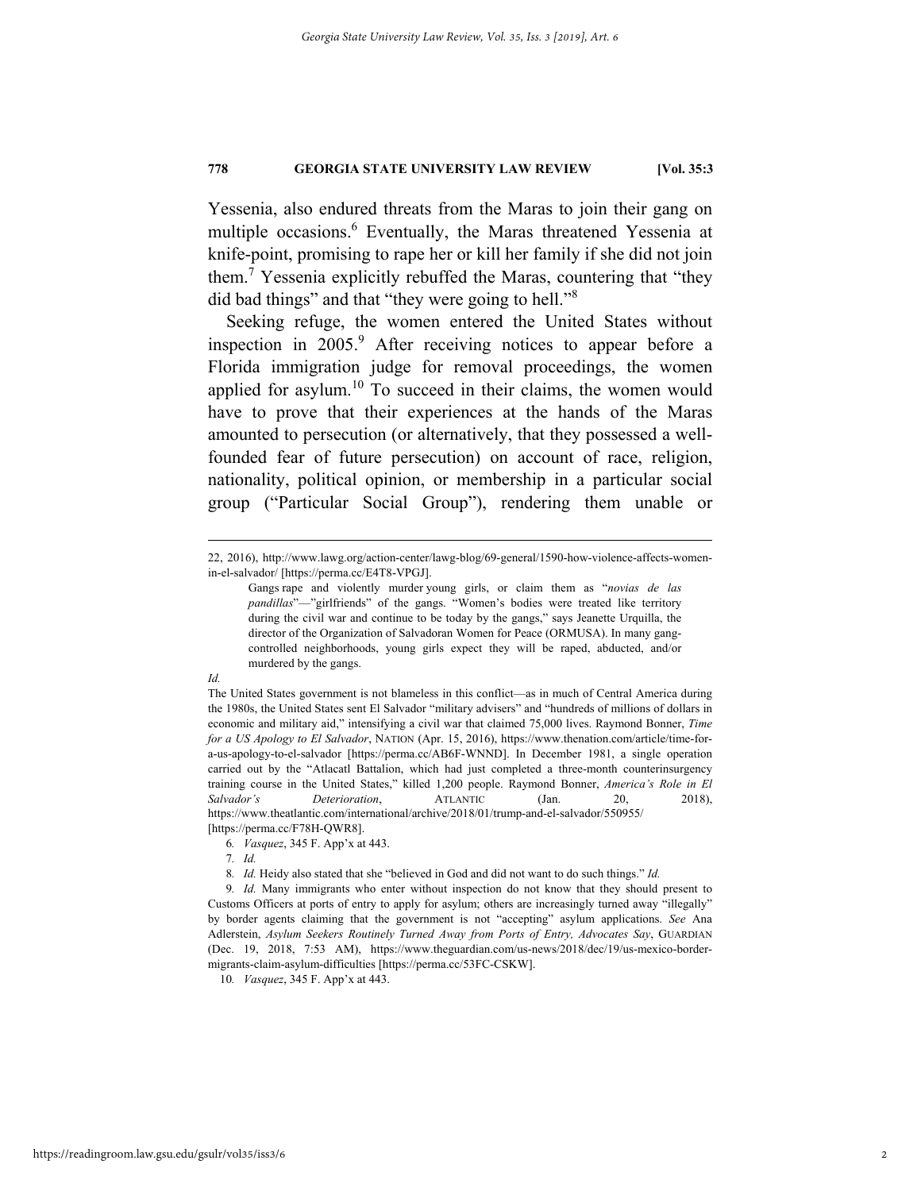Yessenia, also endured threats from the Maras to join their gang on multiple occasions.[6] Eventually, the Maras threatened Yessenia at knife-point, promising to rape her or kill her family if she did not join them.[7] Yessenia explicitly rebuffed the Maras, countering that "they did bad things" and that "they were going to hell."[8]

Seeking refuge, the women entered the United States without inspection in 2005.[9] After receiving notices to appear before a Florida immigration judge for removal proceedings, the women applied for asylum.[10] To succeed in their claims, the women would have to prove that their experiences at the hands of the Maras amounted to persecution (or alternatively, that they possessed a well-founded fear of future persecution) on account of race, religion, nationality, political opinion, or membership in a particular social group ("Particular Social Group"), rendering them unable or

---

22, 2016), http://www.lawg.org/action-center/lawg-blog/69-general/1590-how-violence-affects-women-in-el-salvador/ [https://perma.cc/E4T8-VPGJ].

> Gangs rape and violently murder young girls, or claim them as "*novias de las pandillas*"—"girlfriends" of the gangs. "Women's bodies were treated like territory during the civil war and continue to be today by the gangs," says Jeanette Urquilla, the director of the Organization of Salvadoran Women for Peace (ORMUSA). In many gang-controlled neighborhoods, young girls expect they will be raped, abducted, and/or murdered by the gangs.

*Id.*

The United States government is not blameless in this conflict—as in much of Central America during the 1980s, the United States sent El Salvador "military advisers" and "hundreds of millions of dollars in economic and military aid," intensifying a civil war that claimed 75,000 lives. Raymond Bonner, *Time for a US Apology to El Salvador*, NATION (Apr. 15, 2016), https://www.thenation.com/article/time-for-a-us-apology-to-el-salvador [https://perma.cc/AB6F-WNND]. In December 1981, a single operation carried out by the "Atlacatl Battalion, which had just completed a three-month counterinsurgency training course in the United States," killed 1,200 people. Raymond Bonner, *America's Role in El Salvador's Deterioration*, ATLANTIC (Jan. 20, 2018), https://www.theatlantic.com/international/archive/2018/01/trump-and-el-salvador/550955/ [https://perma.cc/F78H-QWR8].

6. *Vasquez*, 345 F. App'x at 443.

7. *Id.*

8. *Id.* Heidy also stated that she "believed in God and did not want to do such things." *Id.*

9. *Id.* Many immigrants who enter without inspection do not know that they should present to Customs Officers at ports of entry to apply for asylum; others are increasingly turned away "illegally" by border agents claiming that the government is not "accepting" asylum applications. *See* Ana Adlerstein, *Asylum Seekers Routinely Turned Away from Ports of Entry, Advocates Say*, GUARDIAN (Dec. 19, 2018, 7:53 AM), https://www.theguardian.com/us-news/2018/dec/19/us-mexico-border-migrants-claim-asylum-difficulties [https://perma.cc/53FC-CSKW].

10. *Vasquez*, 345 F. App'x at 443.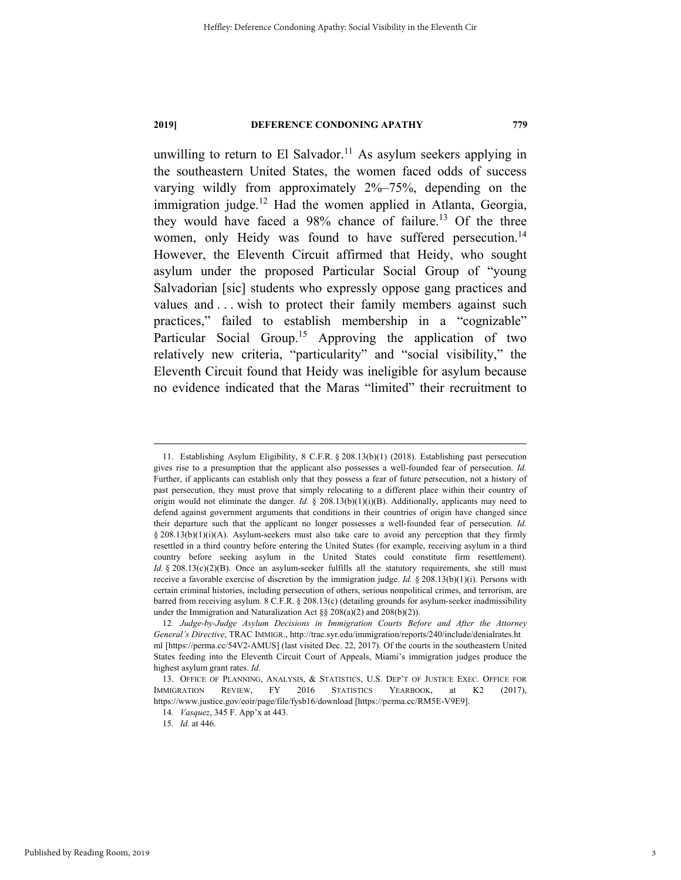unwilling to return to El Salvador.[11] As asylum seekers applying in the southeastern United States, the women faced odds of success varying wildly from approximately 2%–75%, depending on the immigration judge.[12] Had the women applied in Atlanta, Georgia, they would have faced a 98% chance of failure.[13] Of the three women, only Heidy was found to have suffered persecution.[14] However, the Eleventh Circuit affirmed that Heidy, who sought asylum under the proposed Particular Social Group of "young Salvadorian [sic] students who expressly oppose gang practices and values and . . . wish to protect their family members against such practices," failed to establish membership in a "cognizable" Particular Social Group.[15] Approving the application of two relatively new criteria, "particularity" and "social visibility," the Eleventh Circuit found that Heidy was ineligible for asylum because no evidence indicated that the Maras "limited" their recruitment to

---

11. Establishing Asylum Eligibility, 8 C.F.R. § 208.13(b)(1) (2018). Establishing past persecution gives rise to a presumption that the applicant also possesses a well-founded fear of persecution. *Id.* Further, if applicants can establish only that they possess a fear of future persecution, not a history of past persecution, they must prove that simply relocating to a different place within their country of origin would not eliminate the danger. *Id.* § 208.13(b)(1)(i)(B). Additionally, applicants may need to defend against government arguments that conditions in their countries of origin have changed since their departure such that the applicant no longer possesses a well-founded fear of persecution. *Id.* § 208.13(b)(1)(i)(A). Asylum-seekers must also take care to avoid any perception that they firmly resettled in a third country before entering the United States (for example, receiving asylum in a third country before seeking asylum in the United States could constitute firm resettlement). *Id.* § 208.13(c)(2)(B). Once an asylum-seeker fulfills all the statutory requirements, she still must receive a favorable exercise of discretion by the immigration judge. *Id.* § 208.13(b)(1)(i). Persons with certain criminal histories, including persecution of others, serious nonpolitical crimes, and terrorism, are barred from receiving asylum. 8 C.F.R. § 208.13(c) (detailing grounds for asylum-seeker inadmissibility under the Immigration and Naturalization Act §§ 208(a)(2) and 208(b)(2)).

12. *Judge-by-Judge Asylum Decisions in Immigration Courts Before and After the Attorney General's Directive*, TRAC IMMIGR., http://trac.syr.edu/immigration/reports/240/include/denialrates.html [https://perma.cc/54V2-AMUS] (last visited Dec. 22, 2017). Of the courts in the southeastern United States feeding into the Eleventh Circuit Court of Appeals, Miami's immigration judges produce the highest asylum grant rates. *Id.*

13. OFFICE OF PLANNING, ANALYSIS, & STATISTICS, U.S. DEP'T OF JUSTICE EXEC. OFFICE FOR IMMIGRATION REVIEW, FY 2016 STATISTICS YEARBOOK, at K2 (2017), https://www.justice.gov/eoir/page/file/fysb16/download [https://perma.cc/RM5E-V9E9].

14. *Vasquez*, 345 F. App'x at 443.

15. *Id.* at 446.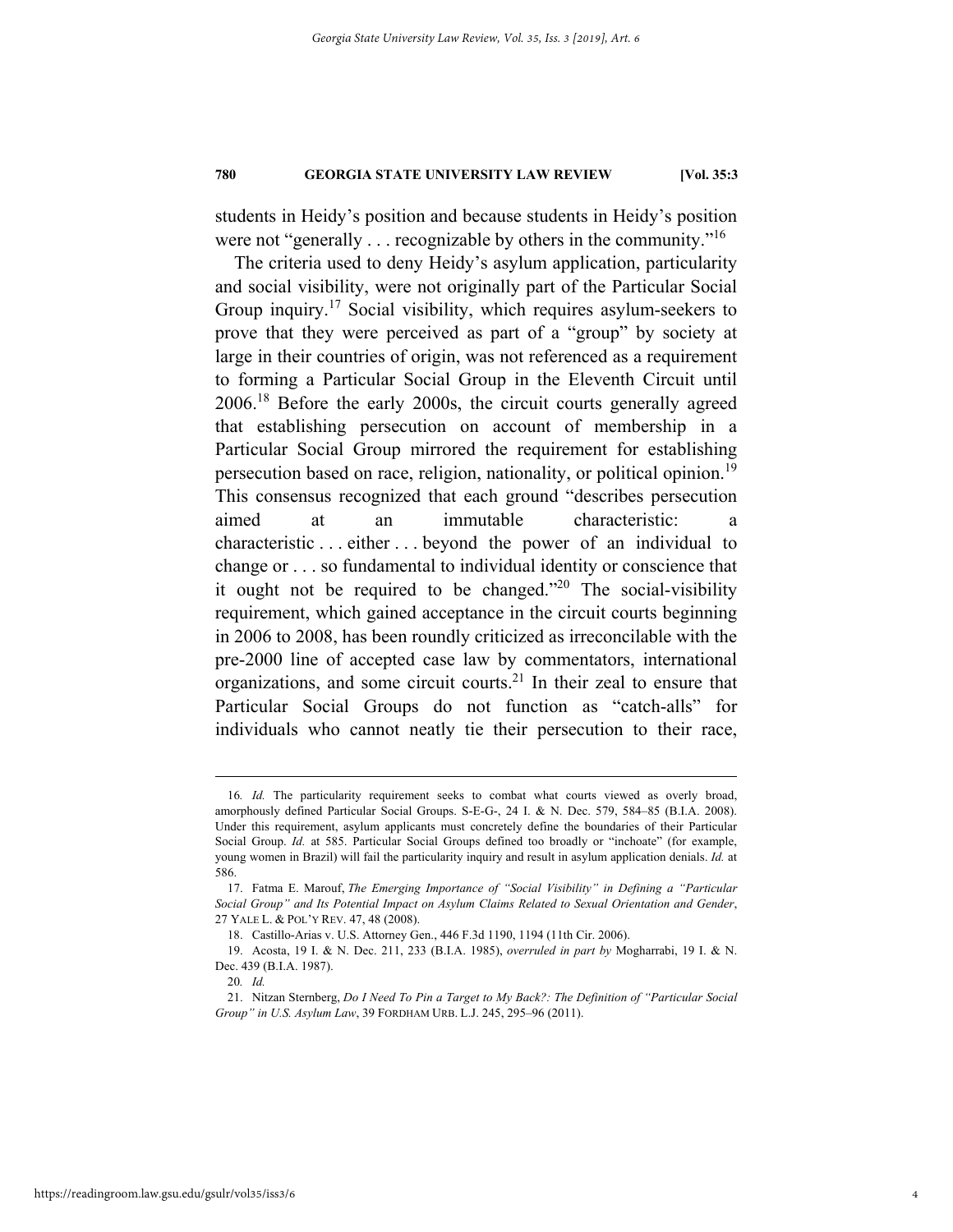students in Heidy's position and because students in Heidy's position were not "generally . . . recognizable by others in the community."[16]

The criteria used to deny Heidy's asylum application, particularity and social visibility, were not originally part of the Particular Social Group inquiry.[17] Social visibility, which requires asylum-seekers to prove that they were perceived as part of a "group" by society at large in their countries of origin, was not referenced as a requirement to forming a Particular Social Group in the Eleventh Circuit until 2006.[18] Before the early 2000s, the circuit courts generally agreed that establishing persecution on account of membership in a Particular Social Group mirrored the requirement for establishing persecution based on race, religion, nationality, or political opinion.[19] This consensus recognized that each ground "describes persecution aimed at an immutable characteristic: a characteristic . . . either . . . beyond the power of an individual to change or . . . so fundamental to individual identity or conscience that it ought not be required to be changed."[20] The social-visibility requirement, which gained acceptance in the circuit courts beginning in 2006 to 2008, has been roundly criticized as irreconcilable with the pre-2000 line of accepted case law by commentators, international organizations, and some circuit courts.[21] In their zeal to ensure that Particular Social Groups do not function as "catch-alls" for individuals who cannot neatly tie their persecution to their race,

---

16. *Id.* The particularity requirement seeks to combat what courts viewed as overly broad, amorphously defined Particular Social Groups. S-E-G-, 24 I. & N. Dec. 579, 584–85 (B.I.A. 2008). Under this requirement, asylum applicants must concretely define the boundaries of their Particular Social Group. *Id.* at 585. Particular Social Groups defined too broadly or "inchoate" (for example, young women in Brazil) will fail the particularity inquiry and result in asylum application denials. *Id.* at 586.

17. Fatma E. Marouf, *The Emerging Importance of "Social Visibility" in Defining a "Particular Social Group" and Its Potential Impact on Asylum Claims Related to Sexual Orientation and Gender*, 27 YALE L. & POL'Y REV. 47, 48 (2008).

18. Castillo-Arias v. U.S. Attorney Gen., 446 F.3d 1190, 1194 (11th Cir. 2006).

19. Acosta, 19 I. & N. Dec. 211, 233 (B.I.A. 1985), *overruled in part by* Mogharrabi, 19 I. & N. Dec. 439 (B.I.A. 1987).

20. *Id.*

21. Nitzan Sternberg, *Do I Need To Pin a Target to My Back?: The Definition of "Particular Social Group" in U.S. Asylum Law*, 39 FORDHAM URB. L.J. 245, 295–96 (2011).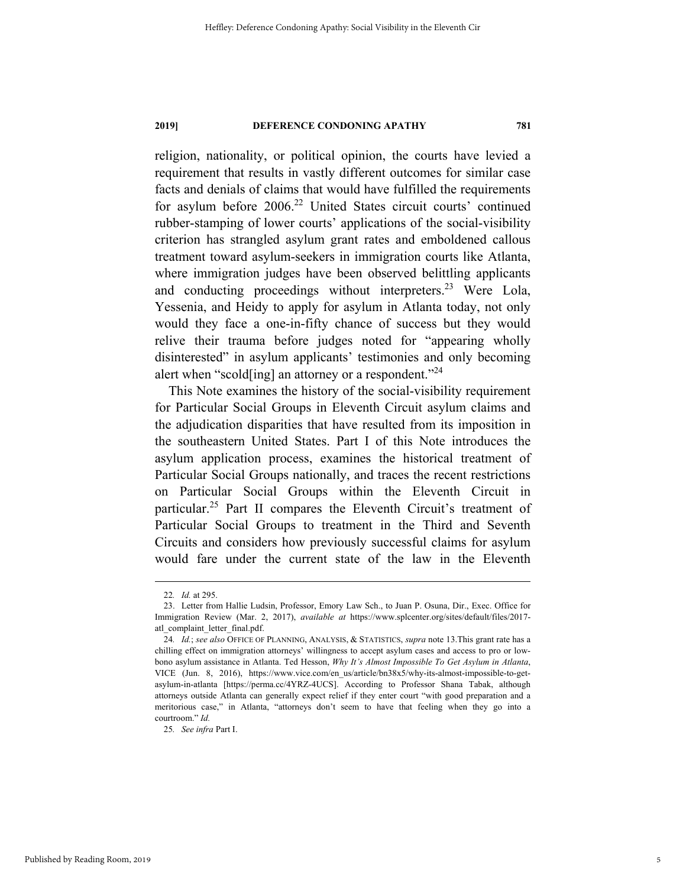religion, nationality, or political opinion, the courts have levied a requirement that results in vastly different outcomes for similar case facts and denials of claims that would have fulfilled the requirements for asylum before 2006.[22] United States circuit courts' continued rubber-stamping of lower courts' applications of the social-visibility criterion has strangled asylum grant rates and emboldened callous treatment toward asylum-seekers in immigration courts like Atlanta, where immigration judges have been observed belittling applicants and conducting proceedings without interpreters.[23] Were Lola, Yessenia, and Heidy to apply for asylum in Atlanta today, not only would they face a one-in-fifty chance of success but they would relive their trauma before judges noted for "appearing wholly disinterested" in asylum applicants' testimonies and only becoming alert when "scold[ing] an attorney or a respondent."[24]

This Note examines the history of the social-visibility requirement for Particular Social Groups in Eleventh Circuit asylum claims and the adjudication disparities that have resulted from its imposition in the southeastern United States. Part I of this Note introduces the asylum application process, examines the historical treatment of Particular Social Groups nationally, and traces the recent restrictions on Particular Social Groups within the Eleventh Circuit in particular.[25] Part II compares the Eleventh Circuit's treatment of Particular Social Groups to treatment in the Third and Seventh Circuits and considers how previously successful claims for asylum would fare under the current state of the law in the Eleventh

---

22. *Id.* at 295.

23. Letter from Hallie Ludsin, Professor, Emory Law Sch., to Juan P. Osuna, Dir., Exec. Office for Immigration Review (Mar. 2, 2017), *available at* https://www.splcenter.org/sites/default/files/2017-atl_complaint_letter_final.pdf.

24. *Id.*; *see also* OFFICE OF PLANNING, ANALYSIS, & STATISTICS, *supra* note 13.This grant rate has a chilling effect on immigration attorneys' willingness to accept asylum cases and access to pro or low-bono asylum assistance in Atlanta. Ted Hesson, *Why It's Almost Impossible To Get Asylum in Atlanta*, VICE (Jun. 8, 2016), https://www.vice.com/en_us/article/bn38x5/why-its-almost-impossible-to-get-asylum-in-atlanta [https://perma.cc/4YRZ-4UCS]. According to Professor Shana Tabak, although attorneys outside Atlanta can generally expect relief if they enter court "with good preparation and a meritorious case," in Atlanta, "attorneys don't seem to have that feeling when they go into a courtroom." *Id.*

25. *See infra* Part I.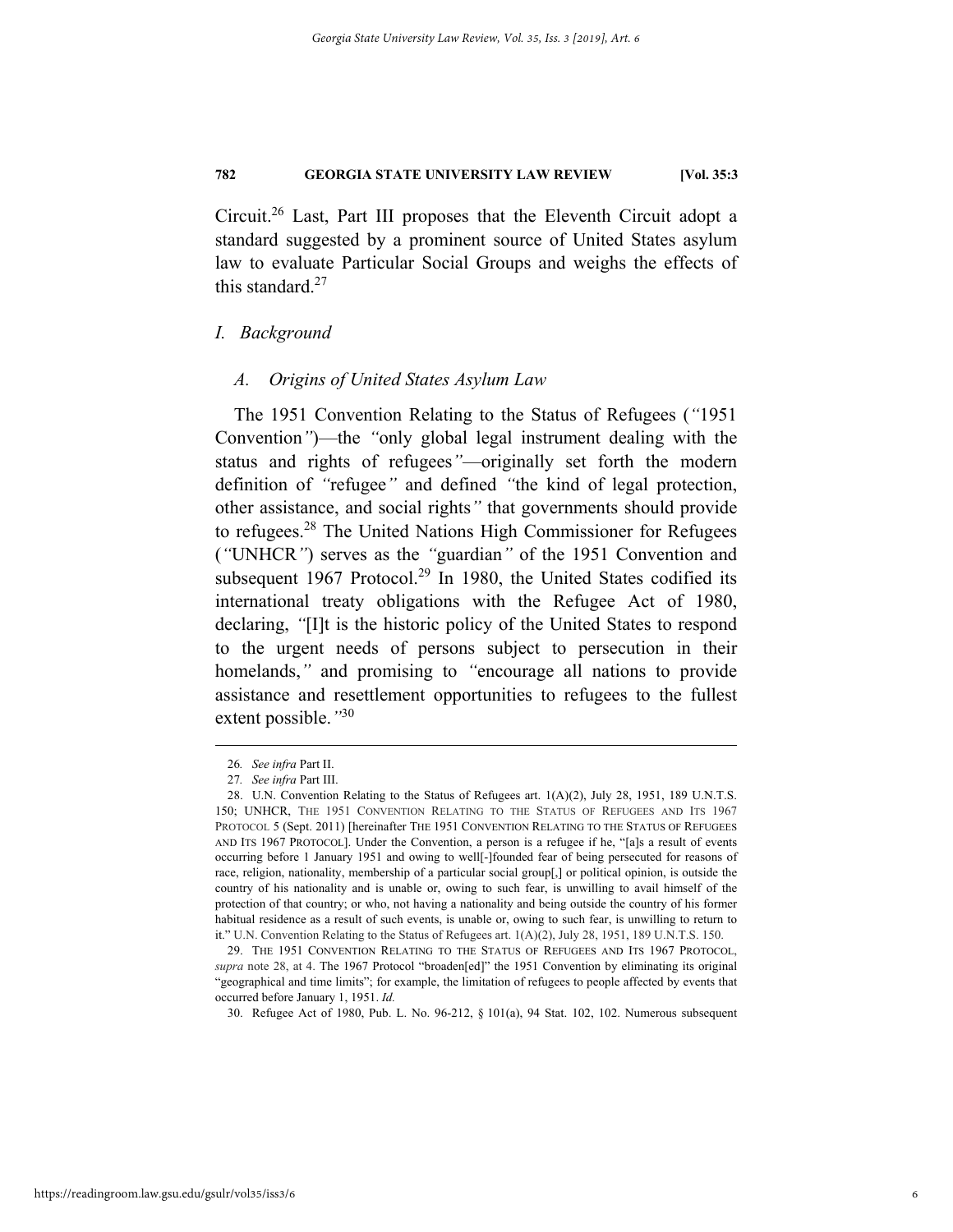Circuit.[26] Last, Part III proposes that the Eleventh Circuit adopt a standard suggested by a prominent source of United States asylum law to evaluate Particular Social Groups and weighs the effects of this standard.[27]

## *I. Background*

### *A. Origins of United States Asylum Law*

The 1951 Convention Relating to the Status of Refugees (*"*1951 Convention*"*)—the *"*only global legal instrument dealing with the status and rights of refugees*"*—originally set forth the modern definition of *"*refugee*"* and defined *"*the kind of legal protection, other assistance, and social rights*"* that governments should provide to refugees.[28] The United Nations High Commissioner for Refugees (*"*UNHCR*"*) serves as the *"*guardian*"* of the 1951 Convention and subsequent 1967 Protocol.[29] In 1980, the United States codified its international treaty obligations with the Refugee Act of 1980, declaring, *"*[I]t is the historic policy of the United States to respond to the urgent needs of persons subject to persecution in their homelands,*"* and promising to *"*encourage all nations to provide assistance and resettlement opportunities to refugees to the fullest extent possible.*"*[30]

---

26. *See infra* Part II.

27. *See infra* Part III.

28. U.N. Convention Relating to the Status of Refugees art. 1(A)(2), July 28, 1951, 189 U.N.T.S. 150; UNHCR, THE 1951 CONVENTION RELATING TO THE STATUS OF REFUGEES AND ITS 1967 PROTOCOL 5 (Sept. 2011) [hereinafter THE 1951 CONVENTION RELATING TO THE STATUS OF REFUGEES AND ITS 1967 PROTOCOL]. Under the Convention, a person is a refugee if he, "[a]s a result of events occurring before 1 January 1951 and owing to well[-]founded fear of being persecuted for reasons of race, religion, nationality, membership of a particular social group[,] or political opinion, is outside the country of his nationality and is unable or, owing to such fear, is unwilling to avail himself of the protection of that country; or who, not having a nationality and being outside the country of his former habitual residence as a result of such events, is unable or, owing to such fear, is unwilling to return to it." U.N. Convention Relating to the Status of Refugees art. 1(A)(2), July 28, 1951, 189 U.N.T.S. 150.

29. THE 1951 CONVENTION RELATING TO THE STATUS OF REFUGEES AND ITS 1967 PROTOCOL, *supra* note 28, at 4. The 1967 Protocol "broaden[ed]" the 1951 Convention by eliminating its original "geographical and time limits"; for example, the limitation of refugees to people affected by events that occurred before January 1, 1951. *Id.*

30. Refugee Act of 1980, Pub. L. No. 96-212, § 101(a), 94 Stat. 102, 102. Numerous subsequent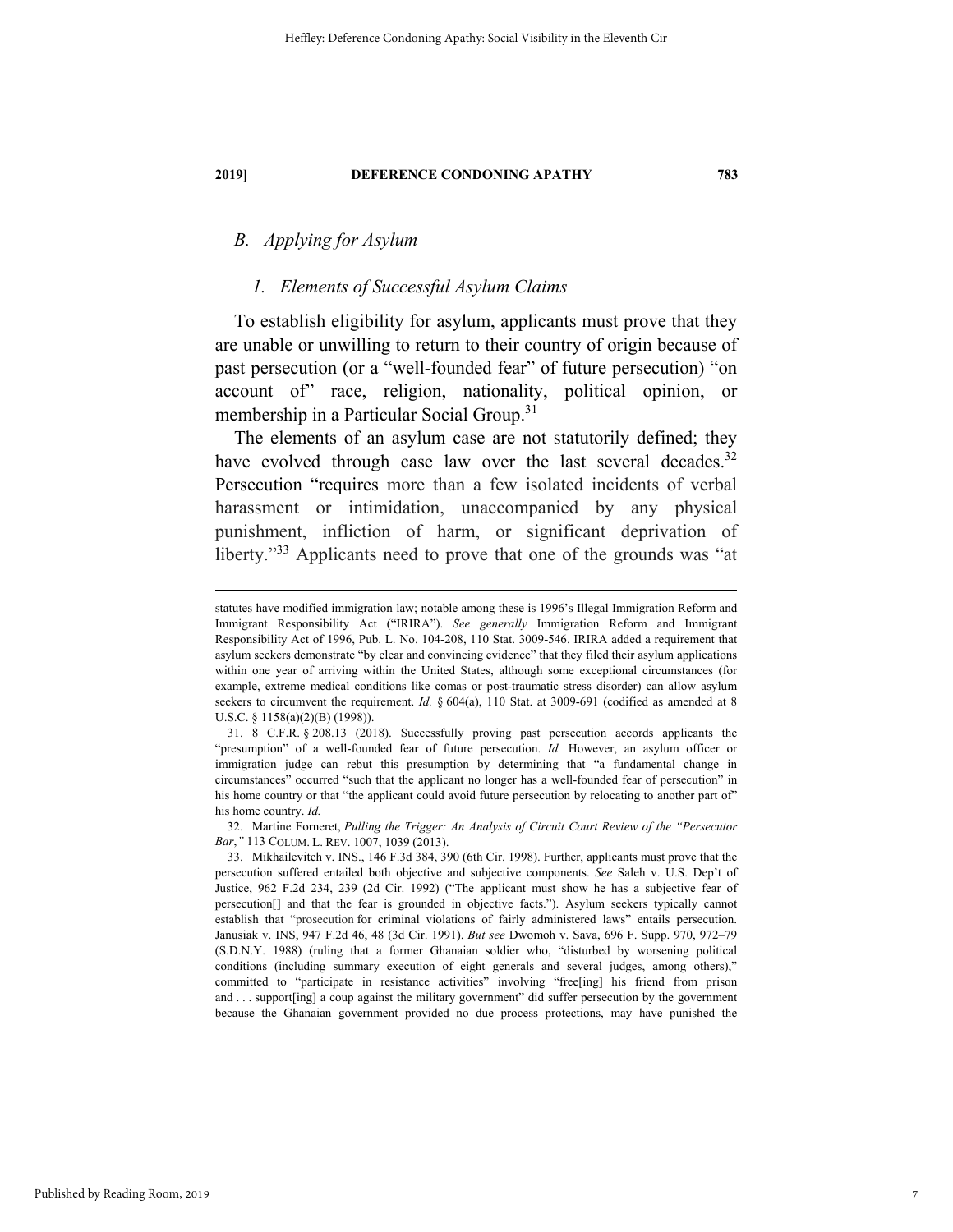### B. Applying for Asylum

#### 1. Elements of Successful Asylum Claims

To establish eligibility for asylum, applicants must prove that they are unable or unwilling to return to their country of origin because of past persecution (or a "well-founded fear" of future persecution) "on account of" race, religion, nationality, political opinion, or membership in a Particular Social Group.[31]

The elements of an asylum case are not statutorily defined; they have evolved through case law over the last several decades.[32] Persecution "requires more than a few isolated incidents of verbal harassment or intimidation, unaccompanied by any physical punishment, infliction of harm, or significant deprivation of liberty."[33] Applicants need to prove that one of the grounds was "at

---

statutes have modified immigration law; notable among these is 1996's Illegal Immigration Reform and Immigrant Responsibility Act ("IRIRA"). *See generally* Immigration Reform and Immigrant Responsibility Act of 1996, Pub. L. No. 104-208, 110 Stat. 3009-546. IRIRA added a requirement that asylum seekers demonstrate "by clear and convincing evidence" that they filed their asylum applications within one year of arriving within the United States, although some exceptional circumstances (for example, extreme medical conditions like comas or post-traumatic stress disorder) can allow asylum seekers to circumvent the requirement. *Id.* § 604(a), 110 Stat. at 3009-691 (codified as amended at 8 U.S.C. § 1158(a)(2)(B) (1998)).

31. 8 C.F.R. § 208.13 (2018). Successfully proving past persecution accords applicants the "presumption" of a well-founded fear of future persecution. *Id.* However, an asylum officer or immigration judge can rebut this presumption by determining that "a fundamental change in circumstances" occurred "such that the applicant no longer has a well-founded fear of persecution" in his home country or that "the applicant could avoid future persecution by relocating to another part of" his home country. *Id.*

32. Martine Forneret, *Pulling the Trigger: An Analysis of Circuit Court Review of the "Persecutor Bar*,*"* 113 COLUM. L. REV. 1007, 1039 (2013).

33. Mikhailevitch v. INS., 146 F.3d 384, 390 (6th Cir. 1998). Further, applicants must prove that the persecution suffered entailed both objective and subjective components. *See* Saleh v. U.S. Dep't of Justice, 962 F.2d 234, 239 (2d Cir. 1992) ("The applicant must show he has a subjective fear of persecution[] and that the fear is grounded in objective facts."). Asylum seekers typically cannot establish that "prosecution for criminal violations of fairly administered laws" entails persecution. Janusiak v. INS, 947 F.2d 46, 48 (3d Cir. 1991). *But see* Dwomoh v. Sava, 696 F. Supp. 970, 972–79 (S.D.N.Y. 1988) (ruling that a former Ghanaian soldier who, "disturbed by worsening political conditions (including summary execution of eight generals and several judges, among others)," committed to "participate in resistance activities" involving "free[ing] his friend from prison and . . . support[ing] a coup against the military government" did suffer persecution by the government because the Ghanaian government provided no due process protections, may have punished the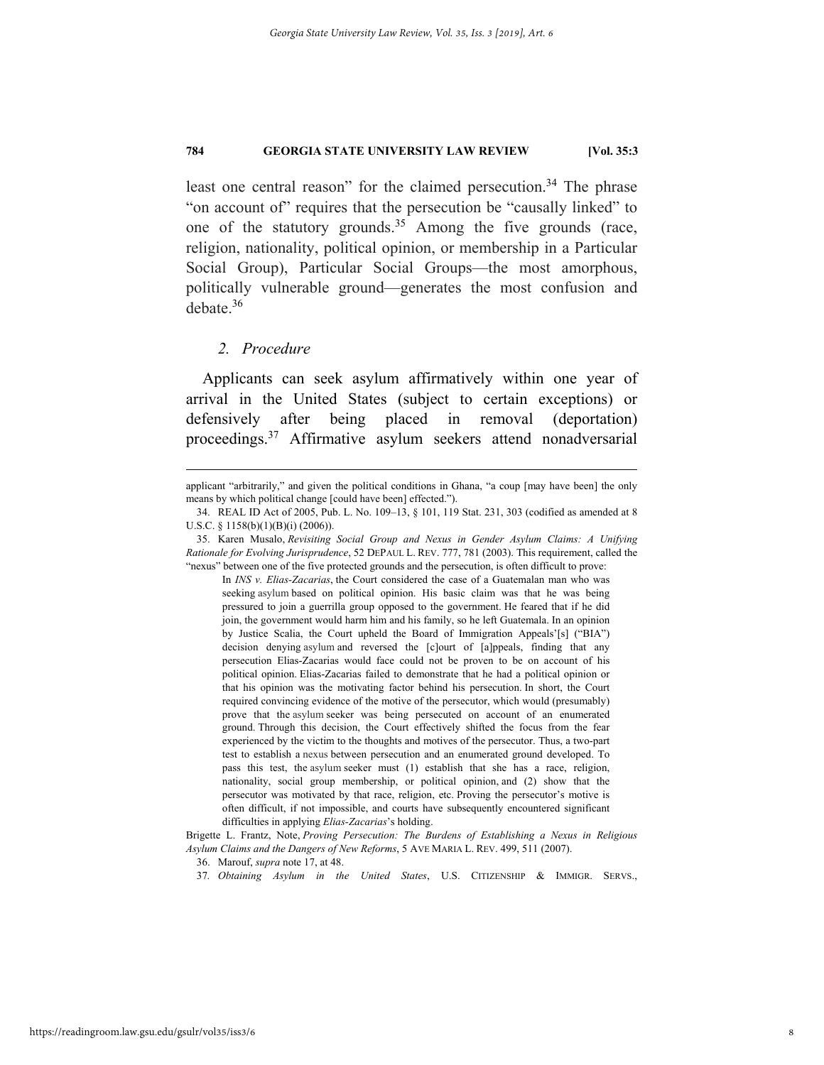least one central reason" for the claimed persecution.[34] The phrase "on account of" requires that the persecution be "causally linked" to one of the statutory grounds.[35] Among the five grounds (race, religion, nationality, political opinion, or membership in a Particular Social Group), Particular Social Groups—the most amorphous, politically vulnerable ground—generates the most confusion and debate.[36]

### *2. Procedure*

Applicants can seek asylum affirmatively within one year of arrival in the United States (subject to certain exceptions) or defensively after being placed in removal (deportation) proceedings.[37] Affirmative asylum seekers attend nonadversarial

---

applicant "arbitrarily," and given the political conditions in Ghana, "a coup [may have been] the only means by which political change [could have been] effected.").

34. REAL ID Act of 2005, Pub. L. No. 109–13, § 101, 119 Stat. 231, 303 (codified as amended at 8 U.S.C. § 1158(b)(1)(B)(i) (2006)).

35. Karen Musalo, *Revisiting Social Group and Nexus in Gender Asylum Claims: A Unifying Rationale for Evolving Jurisprudence*, 52 DEPAUL L. REV. 777, 781 (2003). This requirement, called the "nexus" between one of the five protected grounds and the persecution, is often difficult to prove:

> In *INS v. Elias-Zacarias*, the Court considered the case of a Guatemalan man who was seeking asylum based on political opinion. His basic claim was that he was being pressured to join a guerrilla group opposed to the government. He feared that if he did join, the government would harm him and his family, so he left Guatemala. In an opinion by Justice Scalia, the Court upheld the Board of Immigration Appeals'[s] ("BIA") decision denying asylum and reversed the [c]ourt of [a]ppeals, finding that any persecution Elias-Zacarias would face could not be proven to be on account of his political opinion. Elias-Zacarias failed to demonstrate that he had a political opinion or that his opinion was the motivating factor behind his persecution. In short, the Court required convincing evidence of the motive of the persecutor, which would (presumably) prove that the asylum seeker was being persecuted on account of an enumerated ground. Through this decision, the Court effectively shifted the focus from the fear experienced by the victim to the thoughts and motives of the persecutor. Thus, a two-part test to establish a nexus between persecution and an enumerated ground developed. To pass this test, the asylum seeker must (1) establish that she has a race, religion, nationality, social group membership, or political opinion, and (2) show that the persecutor was motivated by that race, religion, etc. Proving the persecutor's motive is often difficult, if not impossible, and courts have subsequently encountered significant difficulties in applying *Elias-Zacarias*'s holding.

Brigette L. Frantz, Note, *Proving Persecution: The Burdens of Establishing a Nexus in Religious Asylum Claims and the Dangers of New Reforms*, 5 AVE MARIA L. REV. 499, 511 (2007).

36. Marouf, *supra* note 17, at 48.

37. *Obtaining Asylum in the United States*, U.S. CITIZENSHIP & IMMIGR. SERVS.,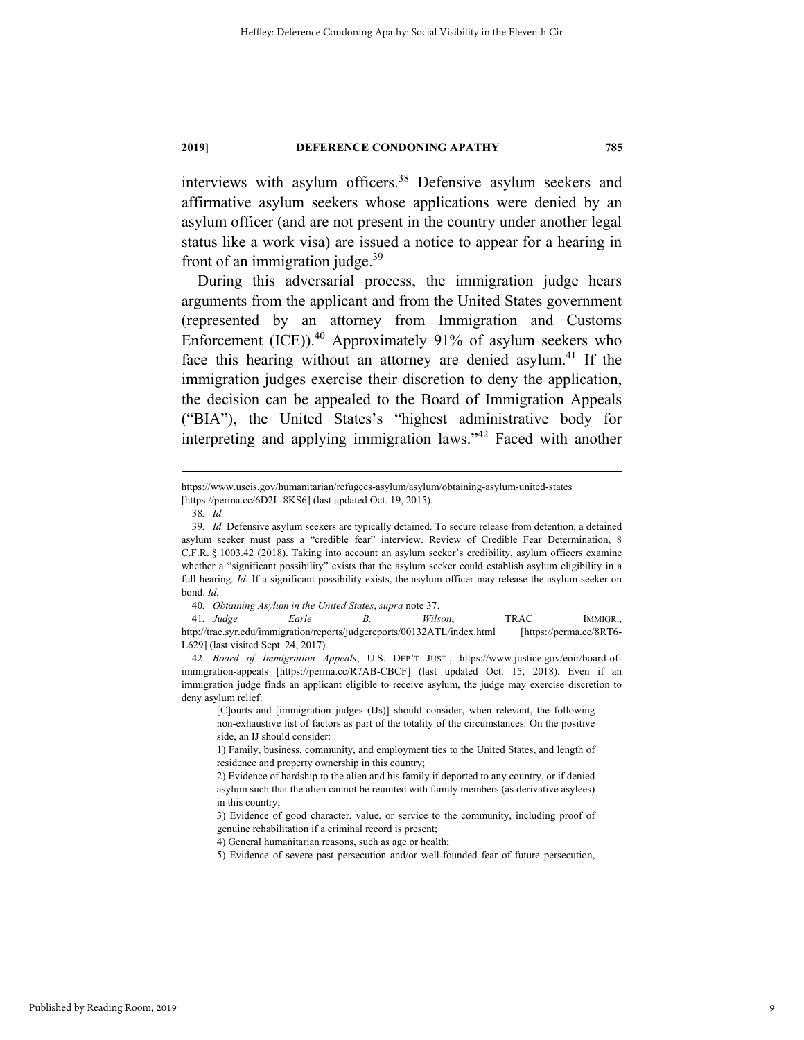interviews with asylum officers.[38] Defensive asylum seekers and affirmative asylum seekers whose applications were denied by an asylum officer (and are not present in the country under another legal status like a work visa) are issued a notice to appear for a hearing in front of an immigration judge.[39]

During this adversarial process, the immigration judge hears arguments from the applicant and from the United States government (represented by an attorney from Immigration and Customs Enforcement (ICE)).[40] Approximately 91% of asylum seekers who face this hearing without an attorney are denied asylum.[41] If the immigration judges exercise their discretion to deny the application, the decision can be appealed to the Board of Immigration Appeals ("BIA"), the United States's "highest administrative body for interpreting and applying immigration laws."[42] Faced with another

---

https://www.uscis.gov/humanitarian/refugees-asylum/asylum/obtaining-asylum-united-states [https://perma.cc/6D2L-8KS6] (last updated Oct. 19, 2015).

38. *Id.*

39. *Id.* Defensive asylum seekers are typically detained. To secure release from detention, a detained asylum seeker must pass a "credible fear" interview. Review of Credible Fear Determination, 8 C.F.R. § 1003.42 (2018). Taking into account an asylum seeker's credibility, asylum officers examine whether a "significant possibility" exists that the asylum seeker could establish asylum eligibility in a full hearing. *Id.* If a significant possibility exists, the asylum officer may release the asylum seeker on bond. *Id.*

40. *Obtaining Asylum in the United States*, *supra* note 37.

41. *Judge Earle B. Wilson*, TRAC IMMIGR., http://trac.syr.edu/immigration/reports/judgereports/00132ATL/index.html [https://perma.cc/8RT6-L629] (last visited Sept. 24, 2017).

42. *Board of Immigration Appeals*, U.S. DEP'T JUST., https://www.justice.gov/eoir/board-of-immigration-appeals [https://perma.cc/R7AB-CBCF] (last updated Oct. 15, 2018). Even if an immigration judge finds an applicant eligible to receive asylum, the judge may exercise discretion to deny asylum relief:

> [C]ourts and [immigration judges (IJs)] should consider, when relevant, the following non-exhaustive list of factors as part of the totality of the circumstances. On the positive side, an IJ should consider:
>
> 1) Family, business, community, and employment ties to the United States, and length of residence and property ownership in this country;
>
> 2) Evidence of hardship to the alien and his family if deported to any country, or if denied asylum such that the alien cannot be reunited with family members (as derivative asylees) in this country;
>
> 3) Evidence of good character, value, or service to the community, including proof of genuine rehabilitation if a criminal record is present;
>
> 4) General humanitarian reasons, such as age or health;
>
> 5) Evidence of severe past persecution and/or well-founded fear of future persecution,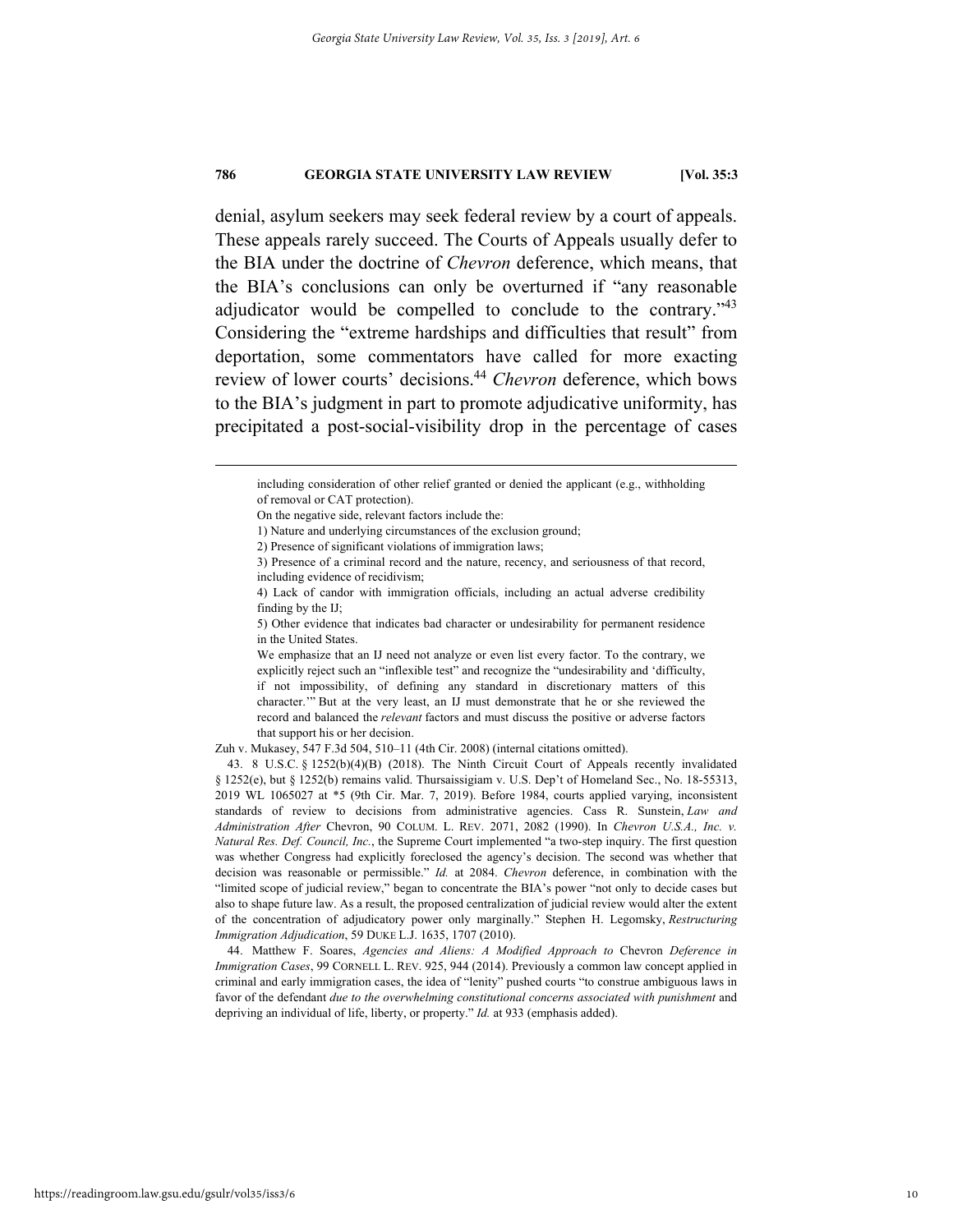denial, asylum seekers may seek federal review by a court of appeals. These appeals rarely succeed. The Courts of Appeals usually defer to the BIA under the doctrine of *Chevron* deference, which means, that the BIA's conclusions can only be overturned if "any reasonable adjudicator would be compelled to conclude to the contrary."[43] Considering the "extreme hardships and difficulties that result" from deportation, some commentators have called for more exacting review of lower courts' decisions.[44] *Chevron* deference, which bows to the BIA's judgment in part to promote adjudicative uniformity, has precipitated a post-social-visibility drop in the percentage of cases

---

> including consideration of other relief granted or denied the applicant (e.g., withholding of removal or CAT protection).
>
> On the negative side, relevant factors include the:
>
> 1) Nature and underlying circumstances of the exclusion ground;
>
> 2) Presence of significant violations of immigration laws;
>
> 3) Presence of a criminal record and the nature, recency, and seriousness of that record, including evidence of recidivism;
>
> 4) Lack of candor with immigration officials, including an actual adverse credibility finding by the IJ;
>
> 5) Other evidence that indicates bad character or undesirability for permanent residence in the United States.
>
> We emphasize that an IJ need not analyze or even list every factor. To the contrary, we explicitly reject such an "inflexible test" and recognize the "undesirability and 'difficulty, if not impossibility, of defining any standard in discretionary matters of this character.'" But at the very least, an IJ must demonstrate that he or she reviewed the record and balanced the *relevant* factors and must discuss the positive or adverse factors that support his or her decision.

Zuh v. Mukasey, 547 F.3d 504, 510–11 (4th Cir. 2008) (internal citations omitted).

43. 8 U.S.C. § 1252(b)(4)(B) (2018). The Ninth Circuit Court of Appeals recently invalidated § 1252(e), but § 1252(b) remains valid. Thursaissigiam v. U.S. Dep't of Homeland Sec., No. 18-55313, 2019 WL 1065027 at *5 (9th Cir. Mar. 7, 2019). Before 1984, courts applied varying, inconsistent standards of review to decisions from administrative agencies. Cass R. Sunstein, *Law and Administration After* Chevron, 90 COLUM. L. REV. 2071, 2082 (1990). In *Chevron U.S.A., Inc. v. Natural Res. Def. Council, Inc.*, the Supreme Court implemented "a two-step inquiry. The first question was whether Congress had explicitly foreclosed the agency's decision. The second was whether that decision was reasonable or permissible." *Id.* at 2084. *Chevron* deference, in combination with the "limited scope of judicial review," began to concentrate the BIA's power "not only to decide cases but also to shape future law. As a result, the proposed centralization of judicial review would alter the extent of the concentration of adjudicatory power only marginally." Stephen H. Legomsky, *Restructuring Immigration Adjudication*, 59 DUKE L.J. 1635, 1707 (2010).

44. Matthew F. Soares, *Agencies and Aliens: A Modified Approach to* Chevron *Deference in Immigration Cases*, 99 CORNELL L. REV. 925, 944 (2014). Previously a common law concept applied in criminal and early immigration cases, the idea of "lenity" pushed courts "to construe ambiguous laws in favor of the defendant *due to the overwhelming constitutional concerns associated with punishment* and depriving an individual of life, liberty, or property." *Id.* at 933 (emphasis added).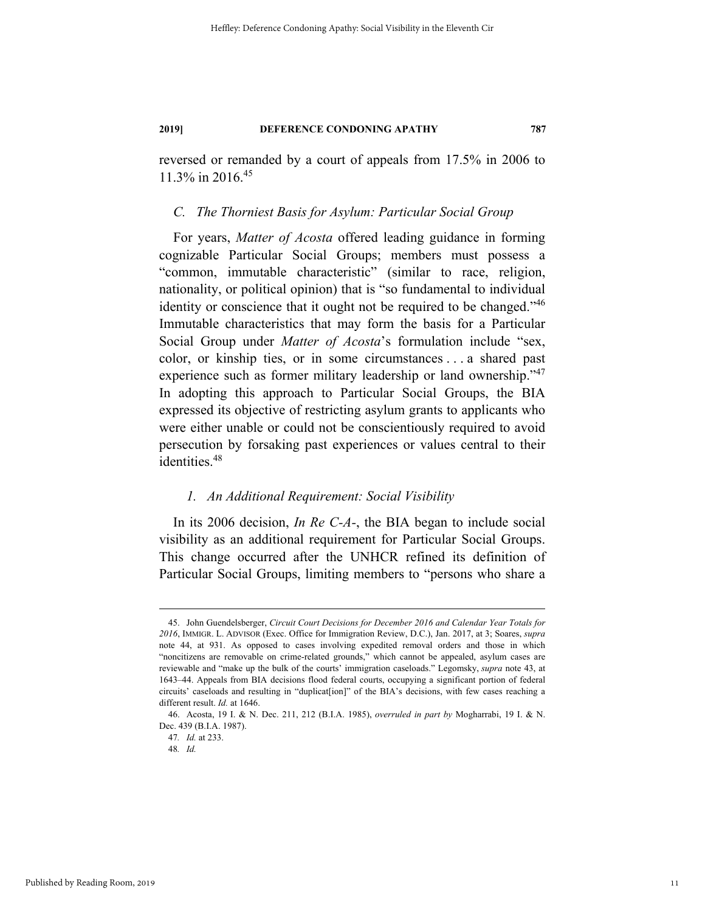reversed or remanded by a court of appeals from 17.5% in 2006 to 11.3% in 2016.[45]

### C. *The Thorniest Basis for Asylum: Particular Social Group*

For years, *Matter of Acosta* offered leading guidance in forming cognizable Particular Social Groups; members must possess a "common, immutable characteristic" (similar to race, religion, nationality, or political opinion) that is "so fundamental to individual identity or conscience that it ought not be required to be changed."[46] Immutable characteristics that may form the basis for a Particular Social Group under *Matter of Acosta*'s formulation include "sex, color, or kinship ties, or in some circumstances . . . a shared past experience such as former military leadership or land ownership."[47] In adopting this approach to Particular Social Groups, the BIA expressed its objective of restricting asylum grants to applicants who were either unable or could not be conscientiously required to avoid persecution by forsaking past experiences or values central to their identities.[48]

#### 1. *An Additional Requirement: Social Visibility*

In its 2006 decision, *In Re C-A-*, the BIA began to include social visibility as an additional requirement for Particular Social Groups. This change occurred after the UNHCR refined its definition of Particular Social Groups, limiting members to "persons who share a

---

45. John Guendelsberger, *Circuit Court Decisions for December 2016 and Calendar Year Totals for 2016*, IMMIGR. L. ADVISOR (Exec. Office for Immigration Review, D.C.), Jan. 2017, at 3; Soares, *supra* note 44, at 931. As opposed to cases involving expedited removal orders and those in which "noncitizens are removable on crime-related grounds," which cannot be appealed, asylum cases are reviewable and "make up the bulk of the courts' immigration caseloads." Legomsky, *supra* note 43, at 1643–44. Appeals from BIA decisions flood federal courts, occupying a significant portion of federal circuits' caseloads and resulting in "duplicat[ion]" of the BIA's decisions, with few cases reaching a different result. *Id.* at 1646.

46. Acosta, 19 I. & N. Dec. 211, 212 (B.I.A. 1985), *overruled in part by* Mogharrabi, 19 I. & N. Dec. 439 (B.I.A. 1987).

47. *Id.* at 233.

48. *Id.*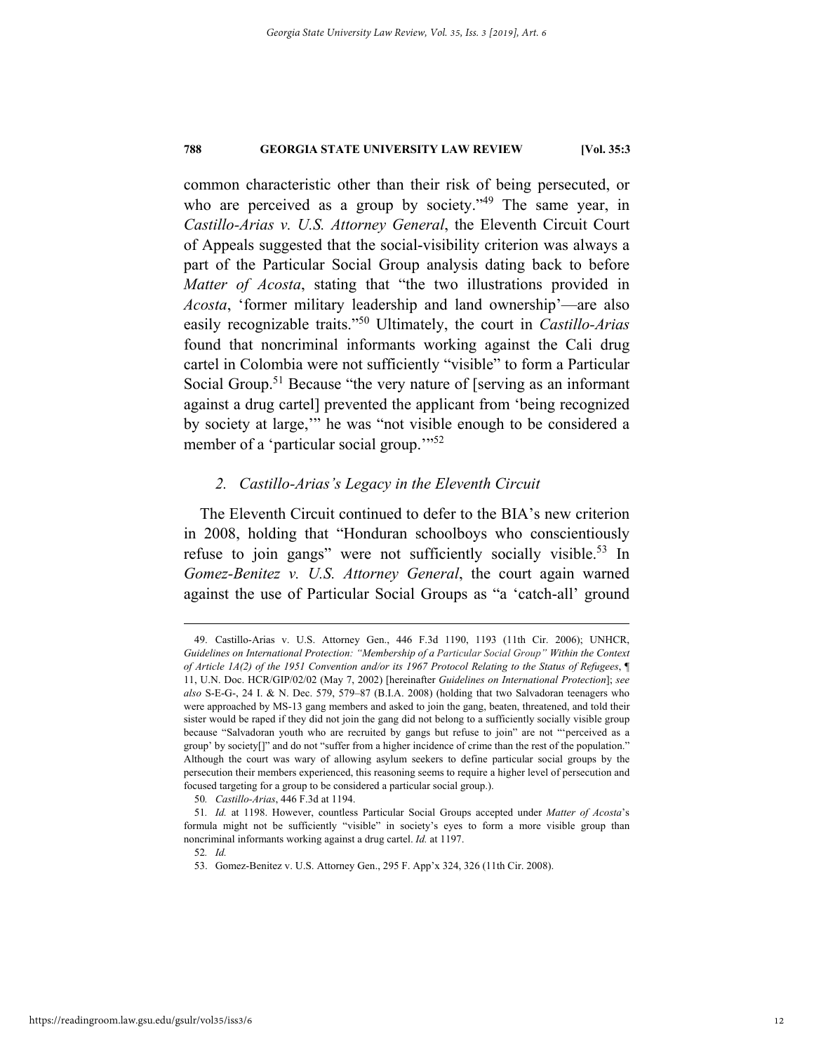common characteristic other than their risk of being persecuted, or who are perceived as a group by society."[49] The same year, in *Castillo-Arias v. U.S. Attorney General*, the Eleventh Circuit Court of Appeals suggested that the social-visibility criterion was always a part of the Particular Social Group analysis dating back to before *Matter of Acosta*, stating that "the two illustrations provided in *Acosta*, 'former military leadership and land ownership'—are also easily recognizable traits."[50] Ultimately, the court in *Castillo-Arias* found that noncriminal informants working against the Cali drug cartel in Colombia were not sufficiently "visible" to form a Particular Social Group.[51] Because "the very nature of [serving as an informant against a drug cartel] prevented the applicant from 'being recognized by society at large,'" he was "not visible enough to be considered a member of a 'particular social group.'"[52]

### 2. *Castillo-Arias's Legacy in the Eleventh Circuit*

The Eleventh Circuit continued to defer to the BIA's new criterion in 2008, holding that "Honduran schoolboys who conscientiously refuse to join gangs" were not sufficiently socially visible.[53] In *Gomez-Benitez v. U.S. Attorney General*, the court again warned against the use of Particular Social Groups as "a 'catch-all' ground

---

49. Castillo-Arias v. U.S. Attorney Gen., 446 F.3d 1190, 1193 (11th Cir. 2006); UNHCR, *Guidelines on International Protection: "Membership of a Particular Social Group" Within the Context of Article 1A(2) of the 1951 Convention and/or its 1967 Protocol Relating to the Status of Refugees*, ¶ 11, U.N. Doc. HCR/GIP/02/02 (May 7, 2002) [hereinafter *Guidelines on International Protection*]; *see also* S-E-G-, 24 I. & N. Dec. 579, 579–87 (B.I.A. 2008) (holding that two Salvadoran teenagers who were approached by MS-13 gang members and asked to join the gang, beaten, threatened, and told their sister would be raped if they did not join the gang did not belong to a sufficiently socially visible group because "Salvadoran youth who are recruited by gangs but refuse to join" are not "'perceived as a group' by society[]" and do not "suffer from a higher incidence of crime than the rest of the population." Although the court was wary of allowing asylum seekers to define particular social groups by the persecution their members experienced, this reasoning seems to require a higher level of persecution and focused targeting for a group to be considered a particular social group.).

50. *Castillo-Arias*, 446 F.3d at 1194.

51. *Id.* at 1198. However, countless Particular Social Groups accepted under *Matter of Acosta*'s formula might not be sufficiently "visible" in society's eyes to form a more visible group than noncriminal informants working against a drug cartel. *Id.* at 1197.

52. *Id.*

53. Gomez-Benitez v. U.S. Attorney Gen., 295 F. App'x 324, 326 (11th Cir. 2008).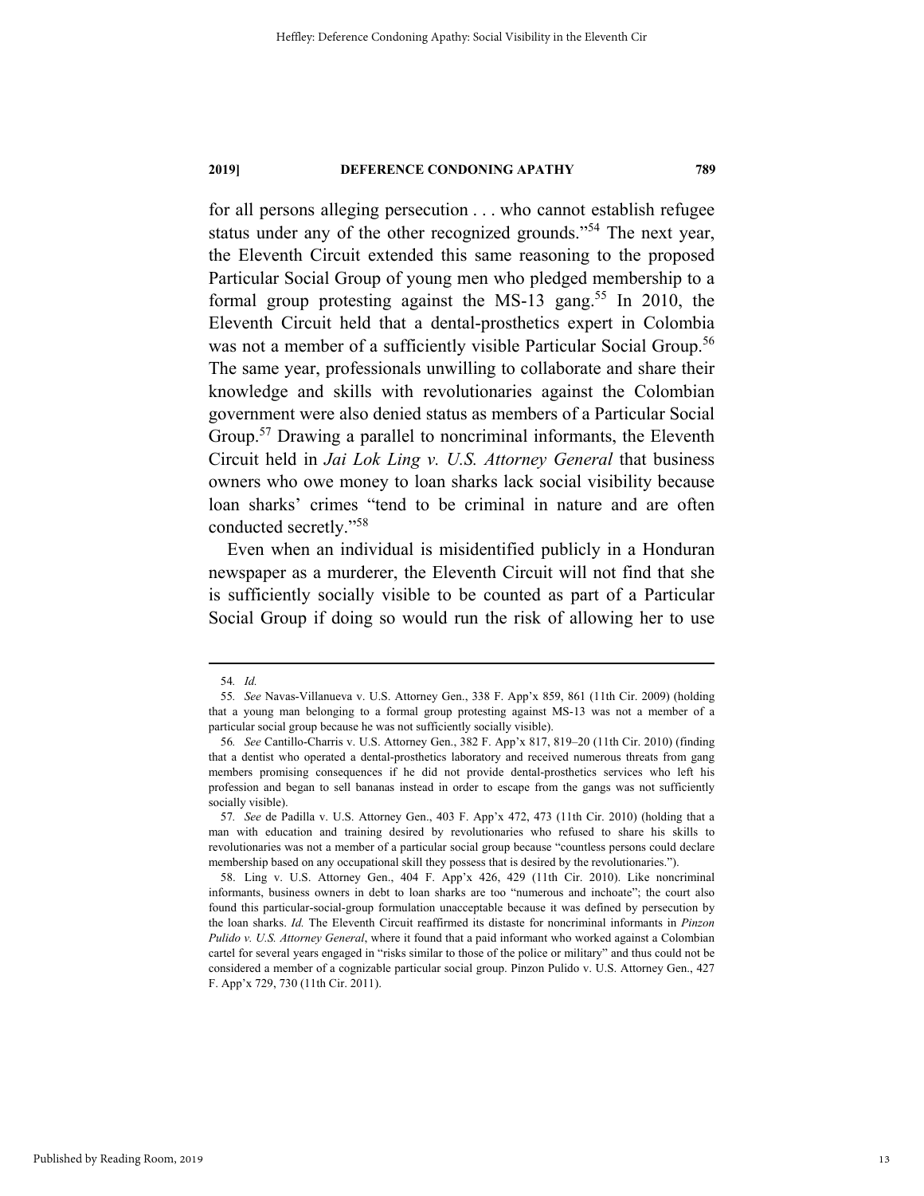for all persons alleging persecution . . . who cannot establish refugee status under any of the other recognized grounds."[54] The next year, the Eleventh Circuit extended this same reasoning to the proposed Particular Social Group of young men who pledged membership to a formal group protesting against the MS-13 gang.[55] In 2010, the Eleventh Circuit held that a dental-prosthetics expert in Colombia was not a member of a sufficiently visible Particular Social Group.[56] The same year, professionals unwilling to collaborate and share their knowledge and skills with revolutionaries against the Colombian government were also denied status as members of a Particular Social Group.[57] Drawing a parallel to noncriminal informants, the Eleventh Circuit held in *Jai Lok Ling v. U.S. Attorney General* that business owners who owe money to loan sharks lack social visibility because loan sharks' crimes "tend to be criminal in nature and are often conducted secretly."[58]

Even when an individual is misidentified publicly in a Honduran newspaper as a murderer, the Eleventh Circuit will not find that she is sufficiently socially visible to be counted as part of a Particular Social Group if doing so would run the risk of allowing her to use

---

54. *Id.*

55. *See* Navas-Villanueva v. U.S. Attorney Gen., 338 F. App'x 859, 861 (11th Cir. 2009) (holding that a young man belonging to a formal group protesting against MS-13 was not a member of a particular social group because he was not sufficiently socially visible).

56. *See* Cantillo-Charris v. U.S. Attorney Gen., 382 F. App'x 817, 819–20 (11th Cir. 2010) (finding that a dentist who operated a dental-prosthetics laboratory and received numerous threats from gang members promising consequences if he did not provide dental-prosthetics services who left his profession and began to sell bananas instead in order to escape from the gangs was not sufficiently socially visible).

57. *See* de Padilla v. U.S. Attorney Gen., 403 F. App'x 472, 473 (11th Cir. 2010) (holding that a man with education and training desired by revolutionaries who refused to share his skills to revolutionaries was not a member of a particular social group because "countless persons could declare membership based on any occupational skill they possess that is desired by the revolutionaries.").

58. Ling v. U.S. Attorney Gen., 404 F. App'x 426, 429 (11th Cir. 2010). Like noncriminal informants, business owners in debt to loan sharks are too "numerous and inchoate"; the court also found this particular-social-group formulation unacceptable because it was defined by persecution by the loan sharks. *Id.* The Eleventh Circuit reaffirmed its distaste for noncriminal informants in *Pinzon Pulido v. U.S. Attorney General*, where it found that a paid informant who worked against a Colombian cartel for several years engaged in "risks similar to those of the police or military" and thus could not be considered a member of a cognizable particular social group. Pinzon Pulido v. U.S. Attorney Gen., 427 F. App'x 729, 730 (11th Cir. 2011).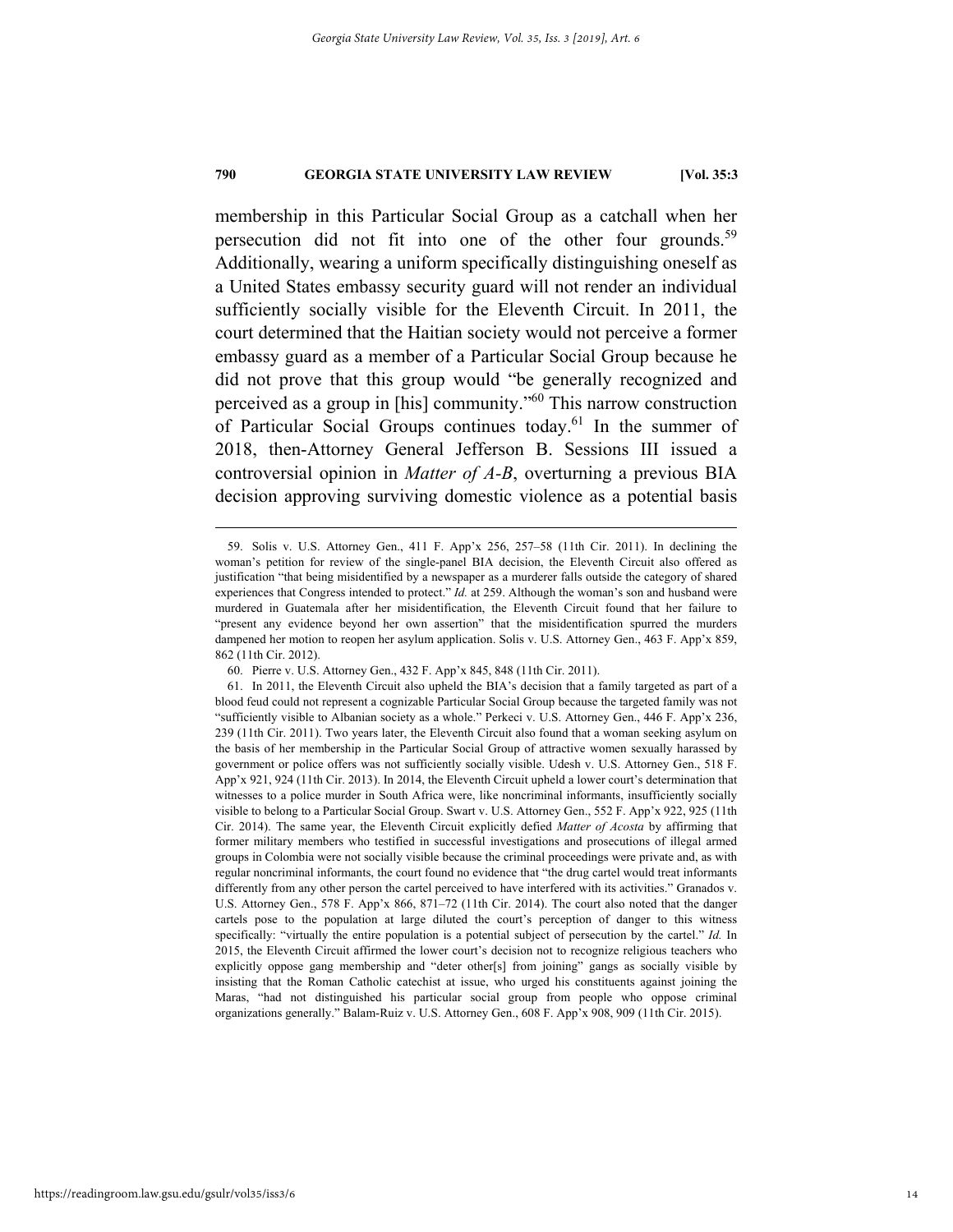membership in this Particular Social Group as a catchall when her persecution did not fit into one of the other four grounds.[59] Additionally, wearing a uniform specifically distinguishing oneself as a United States embassy security guard will not render an individual sufficiently socially visible for the Eleventh Circuit. In 2011, the court determined that the Haitian society would not perceive a former embassy guard as a member of a Particular Social Group because he did not prove that this group would "be generally recognized and perceived as a group in [his] community."[60] This narrow construction of Particular Social Groups continues today.[61] In the summer of 2018, then-Attorney General Jefferson B. Sessions III issued a controversial opinion in *Matter of A-B*, overturning a previous BIA decision approving surviving domestic violence as a potential basis

---

59. Solis v. U.S. Attorney Gen., 411 F. App'x 256, 257–58 (11th Cir. 2011). In declining the woman's petition for review of the single-panel BIA decision, the Eleventh Circuit also offered as justification "that being misidentified by a newspaper as a murderer falls outside the category of shared experiences that Congress intended to protect." *Id.* at 259. Although the woman's son and husband were murdered in Guatemala after her misidentification, the Eleventh Circuit found that her failure to "present any evidence beyond her own assertion" that the misidentification spurred the murders dampened her motion to reopen her asylum application. Solis v. U.S. Attorney Gen., 463 F. App'x 859, 862 (11th Cir. 2012).

60. Pierre v. U.S. Attorney Gen., 432 F. App'x 845, 848 (11th Cir. 2011).

61. In 2011, the Eleventh Circuit also upheld the BIA's decision that a family targeted as part of a blood feud could not represent a cognizable Particular Social Group because the targeted family was not "sufficiently visible to Albanian society as a whole." Perkeci v. U.S. Attorney Gen., 446 F. App'x 236, 239 (11th Cir. 2011). Two years later, the Eleventh Circuit also found that a woman seeking asylum on the basis of her membership in the Particular Social Group of attractive women sexually harassed by government or police offers was not sufficiently socially visible. Udesh v. U.S. Attorney Gen., 518 F. App'x 921, 924 (11th Cir. 2013). In 2014, the Eleventh Circuit upheld a lower court's determination that witnesses to a police murder in South Africa were, like noncriminal informants, insufficiently socially visible to belong to a Particular Social Group. Swart v. U.S. Attorney Gen., 552 F. App'x 922, 925 (11th Cir. 2014). The same year, the Eleventh Circuit explicitly defied *Matter of Acosta* by affirming that former military members who testified in successful investigations and prosecutions of illegal armed groups in Colombia were not socially visible because the criminal proceedings were private and, as with regular noncriminal informants, the court found no evidence that "the drug cartel would treat informants differently from any other person the cartel perceived to have interfered with its activities." Granados v. U.S. Attorney Gen., 578 F. App'x 866, 871–72 (11th Cir. 2014). The court also noted that the danger cartels pose to the population at large diluted the court's perception of danger to this witness specifically: "virtually the entire population is a potential subject of persecution by the cartel." *Id.* In 2015, the Eleventh Circuit affirmed the lower court's decision not to recognize religious teachers who explicitly oppose gang membership and "deter other[s] from joining" gangs as socially visible by insisting that the Roman Catholic catechist at issue, who urged his constituents against joining the Maras, "had not distinguished his particular social group from people who oppose criminal organizations generally." Balam-Ruiz v. U.S. Attorney Gen., 608 F. App'x 908, 909 (11th Cir. 2015).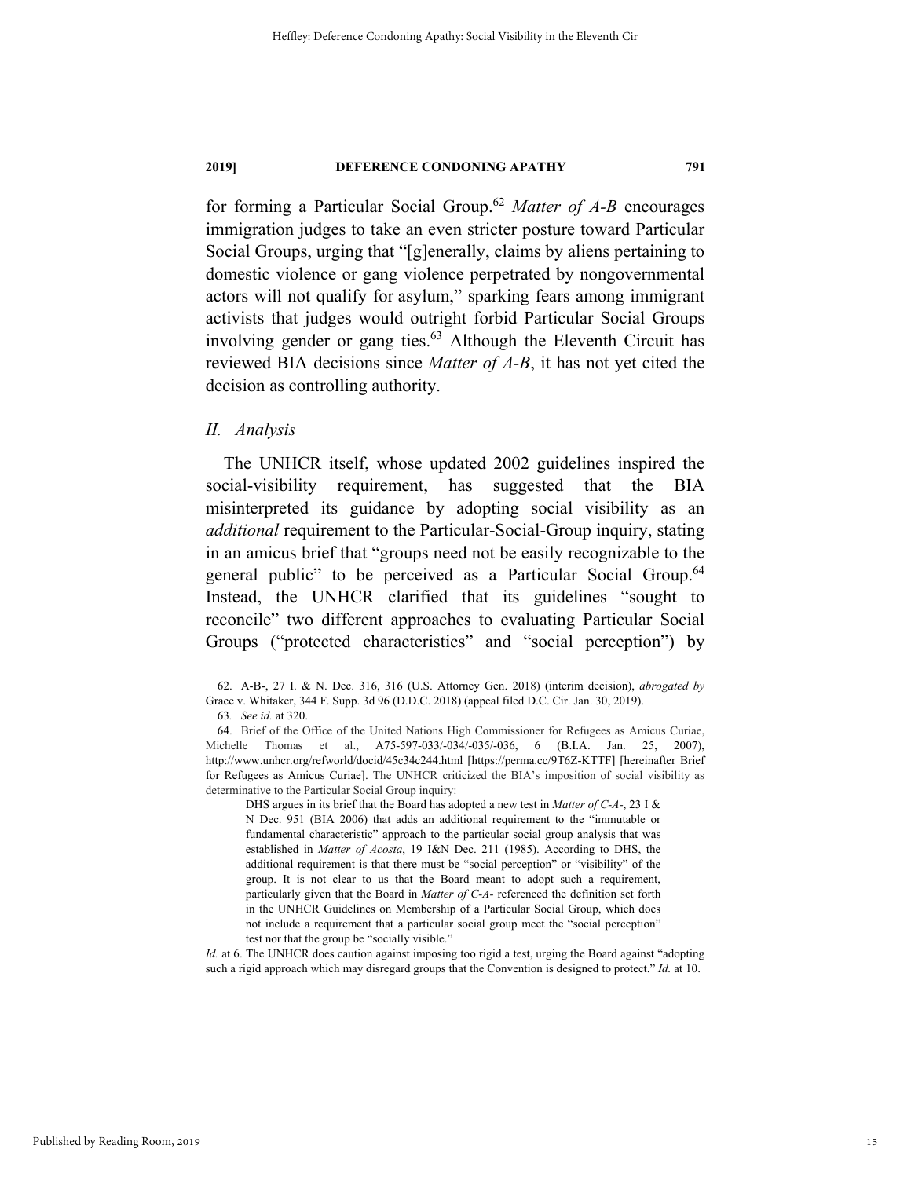for forming a Particular Social Group.[62] *Matter of A-B* encourages immigration judges to take an even stricter posture toward Particular Social Groups, urging that "[g]enerally, claims by aliens pertaining to domestic violence or gang violence perpetrated by nongovernmental actors will not qualify for asylum," sparking fears among immigrant activists that judges would outright forbid Particular Social Groups involving gender or gang ties.[63] Although the Eleventh Circuit has reviewed BIA decisions since *Matter of A-B*, it has not yet cited the decision as controlling authority.

## *II. Analysis*

The UNHCR itself, whose updated 2002 guidelines inspired the social-visibility requirement, has suggested that the BIA misinterpreted its guidance by adopting social visibility as an *additional* requirement to the Particular-Social-Group inquiry, stating in an amicus brief that "groups need not be easily recognizable to the general public" to be perceived as a Particular Social Group.[64] Instead, the UNHCR clarified that its guidelines "sought to reconcile" two different approaches to evaluating Particular Social Groups ("protected characteristics" and "social perception") by

---

62. A-B-, 27 I. & N. Dec. 316, 316 (U.S. Attorney Gen. 2018) (interim decision), *abrogated by* Grace v. Whitaker, 344 F. Supp. 3d 96 (D.D.C. 2018) (appeal filed D.C. Cir. Jan. 30, 2019).

63. *See id.* at 320.

64. Brief of the Office of the United Nations High Commissioner for Refugees as Amicus Curiae, Michelle Thomas et al., A75-597-033/-034/-035/-036, 6 (B.I.A. Jan. 25, 2007), http://www.unhcr.org/refworld/docid/45c34c244.html [https://perma.cc/9T6Z-KTTF] [hereinafter Brief for Refugees as Amicus Curiae]. The UNHCR criticized the BIA's imposition of social visibility as determinative to the Particular Social Group inquiry:

> DHS argues in its brief that the Board has adopted a new test in *Matter of C-A-*, 23 I & N Dec. 951 (BIA 2006) that adds an additional requirement to the "immutable or fundamental characteristic" approach to the particular social group analysis that was established in *Matter of Acosta*, 19 I&N Dec. 211 (1985). According to DHS, the additional requirement is that there must be "social perception" or "visibility" of the group. It is not clear to us that the Board meant to adopt such a requirement, particularly given that the Board in *Matter of C-A-* referenced the definition set forth in the UNHCR Guidelines on Membership of a Particular Social Group, which does not include a requirement that a particular social group meet the "social perception" test nor that the group be "socially visible."

*Id.* at 6. The UNHCR does caution against imposing too rigid a test, urging the Board against "adopting such a rigid approach which may disregard groups that the Convention is designed to protect." *Id.* at 10.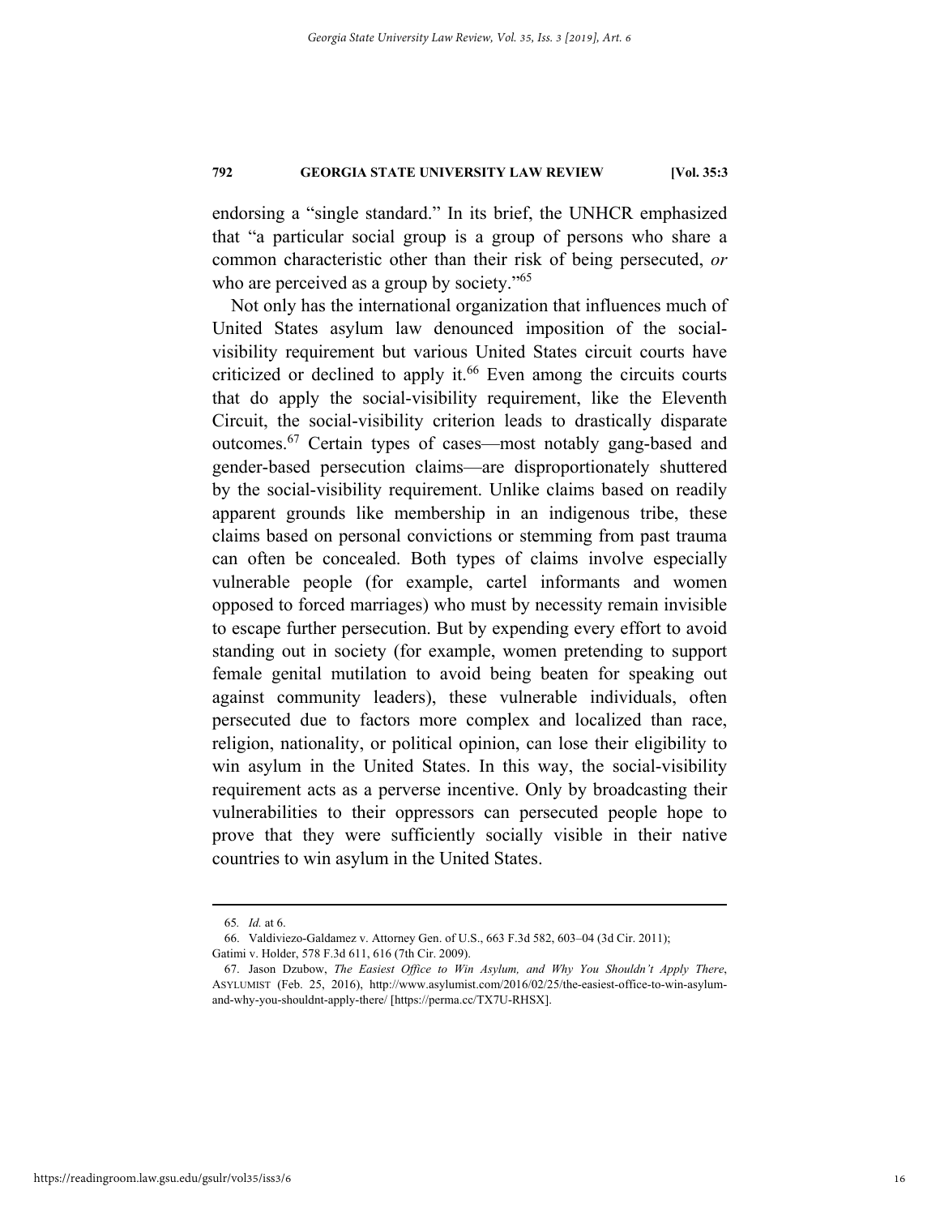endorsing a "single standard." In its brief, the UNHCR emphasized that "a particular social group is a group of persons who share a common characteristic other than their risk of being persecuted, *or* who are perceived as a group by society."[65]

Not only has the international organization that influences much of United States asylum law denounced imposition of the social-visibility requirement but various United States circuit courts have criticized or declined to apply it.[66] Even among the circuits courts that do apply the social-visibility requirement, like the Eleventh Circuit, the social-visibility criterion leads to drastically disparate outcomes.[67] Certain types of cases—most notably gang-based and gender-based persecution claims—are disproportionately shuttered by the social-visibility requirement. Unlike claims based on readily apparent grounds like membership in an indigenous tribe, these claims based on personal convictions or stemming from past trauma can often be concealed. Both types of claims involve especially vulnerable people (for example, cartel informants and women opposed to forced marriages) who must by necessity remain invisible to escape further persecution. But by expending every effort to avoid standing out in society (for example, women pretending to support female genital mutilation to avoid being beaten for speaking out against community leaders), these vulnerable individuals, often persecuted due to factors more complex and localized than race, religion, nationality, or political opinion, can lose their eligibility to win asylum in the United States. In this way, the social-visibility requirement acts as a perverse incentive. Only by broadcasting their vulnerabilities to their oppressors can persecuted people hope to prove that they were sufficiently socially visible in their native countries to win asylum in the United States.

---

65. *Id.* at 6.

66. Valdiviezo-Galdamez v. Attorney Gen. of U.S., 663 F.3d 582, 603–04 (3d Cir. 2011); Gatimi v. Holder, 578 F.3d 611, 616 (7th Cir. 2009).

67. Jason Dzubow, *The Easiest Office to Win Asylum, and Why You Shouldn't Apply There*, ASYLUMIST (Feb. 25, 2016), http://www.asylumist.com/2016/02/25/the-easiest-office-to-win-asylum-and-why-you-shouldnt-apply-there/ [https://perma.cc/TX7U-RHSX].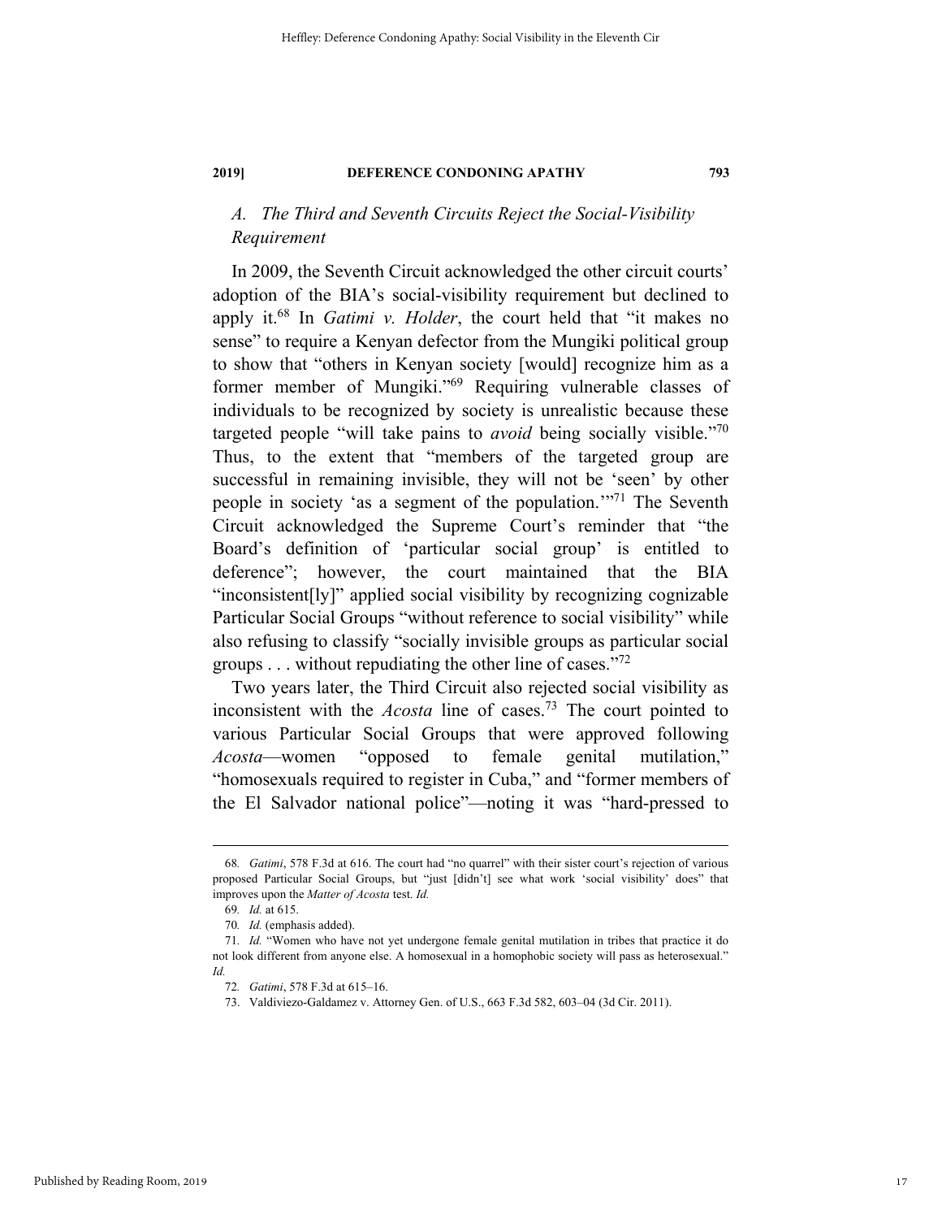### *A. The Third and Seventh Circuits Reject the Social-Visibility Requirement*

In 2009, the Seventh Circuit acknowledged the other circuit courts' adoption of the BIA's social-visibility requirement but declined to apply it.[68] In *Gatimi v. Holder*, the court held that "it makes no sense" to require a Kenyan defector from the Mungiki political group to show that "others in Kenyan society [would] recognize him as a former member of Mungiki."[69] Requiring vulnerable classes of individuals to be recognized by society is unrealistic because these targeted people "will take pains to *avoid* being socially visible."[70] Thus, to the extent that "members of the targeted group are successful in remaining invisible, they will not be 'seen' by other people in society 'as a segment of the population.'"[71] The Seventh Circuit acknowledged the Supreme Court's reminder that "the Board's definition of 'particular social group' is entitled to deference"; however, the court maintained that the BIA "inconsistent[ly]" applied social visibility by recognizing cognizable Particular Social Groups "without reference to social visibility" while also refusing to classify "socially invisible groups as particular social groups . . . without repudiating the other line of cases."[72]

Two years later, the Third Circuit also rejected social visibility as inconsistent with the *Acosta* line of cases.[73] The court pointed to various Particular Social Groups that were approved following *Acosta*—women "opposed to female genital mutilation," "homosexuals required to register in Cuba," and "former members of the El Salvador national police"—noting it was "hard-pressed to

---

68. *Gatimi*, 578 F.3d at 616. The court had "no quarrel" with their sister court's rejection of various proposed Particular Social Groups, but "just [didn't] see what work 'social visibility' does" that improves upon the *Matter of Acosta* test. *Id.*

69. *Id.* at 615.

70. *Id.* (emphasis added).

71. *Id.* "Women who have not yet undergone female genital mutilation in tribes that practice it do not look different from anyone else. A homosexual in a homophobic society will pass as heterosexual." *Id.*

72. *Gatimi*, 578 F.3d at 615–16.

73. Valdiviezo-Galdamez v. Attorney Gen. of U.S., 663 F.3d 582, 603–04 (3d Cir. 2011).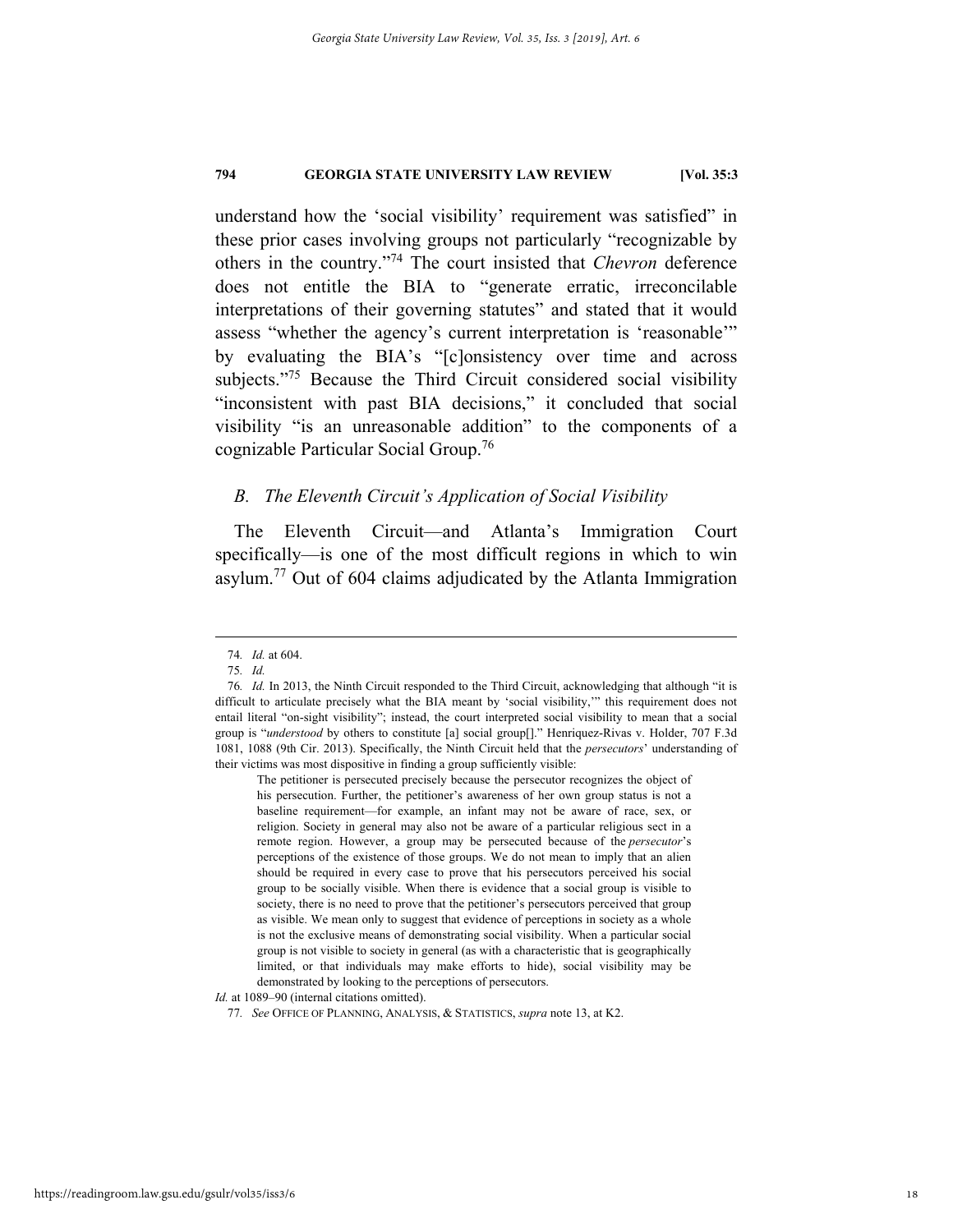understand how the 'social visibility' requirement was satisfied" in these prior cases involving groups not particularly "recognizable by others in the country."[74] The court insisted that *Chevron* deference does not entitle the BIA to "generate erratic, irreconcilable interpretations of their governing statutes" and stated that it would assess "whether the agency's current interpretation is 'reasonable'" by evaluating the BIA's "[c]onsistency over time and across subjects."[75] Because the Third Circuit considered social visibility "inconsistent with past BIA decisions," it concluded that social visibility "is an unreasonable addition" to the components of a cognizable Particular Social Group.[76]

### *B. The Eleventh Circuit's Application of Social Visibility*

The Eleventh Circuit—and Atlanta's Immigration Court specifically—is one of the most difficult regions in which to win asylum.[77] Out of 604 claims adjudicated by the Atlanta Immigration

---

74. *Id.* at 604.

75. *Id.*

76. *Id.* In 2013, the Ninth Circuit responded to the Third Circuit, acknowledging that although "it is difficult to articulate precisely what the BIA meant by 'social visibility,'" this requirement does not entail literal "on-sight visibility"; instead, the court interpreted social visibility to mean that a social group is "*understood* by others to constitute [a] social group[]." Henriquez-Rivas v. Holder, 707 F.3d 1081, 1088 (9th Cir. 2013). Specifically, the Ninth Circuit held that the *persecutors*' understanding of their victims was most dispositive in finding a group sufficiently visible:

> The petitioner is persecuted precisely because the persecutor recognizes the object of his persecution. Further, the petitioner's awareness of her own group status is not a baseline requirement—for example, an infant may not be aware of race, sex, or religion. Society in general may also not be aware of a particular religious sect in a remote region. However, a group may be persecuted because of the *persecutor*'s perceptions of the existence of those groups. We do not mean to imply that an alien should be required in every case to prove that his persecutors perceived his social group to be socially visible. When there is evidence that a social group is visible to society, there is no need to prove that the petitioner's persecutors perceived that group as visible. We mean only to suggest that evidence of perceptions in society as a whole is not the exclusive means of demonstrating social visibility. When a particular social group is not visible to society in general (as with a characteristic that is geographically limited, or that individuals may make efforts to hide), social visibility may be demonstrated by looking to the perceptions of persecutors.

*Id.* at 1089–90 (internal citations omitted).

77. *See* OFFICE OF PLANNING, ANALYSIS, & STATISTICS, *supra* note 13, at K2.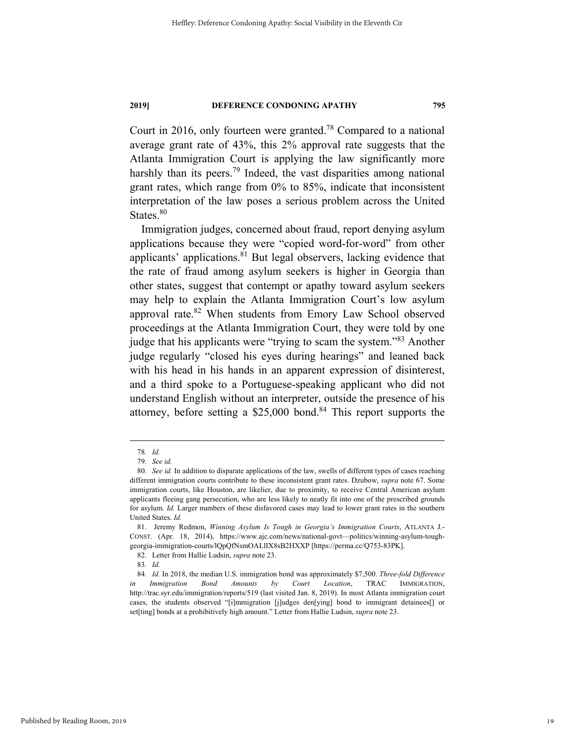Court in 2016, only fourteen were granted.[78] Compared to a national average grant rate of 43%, this 2% approval rate suggests that the Atlanta Immigration Court is applying the law significantly more harshly than its peers.[79] Indeed, the vast disparities among national grant rates, which range from 0% to 85%, indicate that inconsistent interpretation of the law poses a serious problem across the United States.[80]

Immigration judges, concerned about fraud, report denying asylum applications because they were "copied word-for-word" from other applicants' applications.[81] But legal observers, lacking evidence that the rate of fraud among asylum seekers is higher in Georgia than other states, suggest that contempt or apathy toward asylum seekers may help to explain the Atlanta Immigration Court's low asylum approval rate.[82] When students from Emory Law School observed proceedings at the Atlanta Immigration Court, they were told by one judge that his applicants were "trying to scam the system."[83] Another judge regularly "closed his eyes during hearings" and leaned back with his head in his hands in an apparent expression of disinterest, and a third spoke to a Portuguese-speaking applicant who did not understand English without an interpreter, outside the presence of his attorney, before setting a $25,000 bond.[84] This report supports the

---

78. *Id.*

79. *See id.*

80. *See id.* In addition to disparate applications of the law, swells of different types of cases reaching different immigration courts contribute to these inconsistent grant rates. Dzubow, *supra* note 67. Some immigration courts, like Houston, are likelier, due to proximity, to receive Central American asylum applicants fleeing gang persecution, who are less likely to neatly fit into one of the prescribed grounds for asylum. *Id.* Larger numbers of these disfavored cases may lead to lower grant rates in the southern United States. *Id.*

81. Jeremy Redmon, *Winning Asylum Is Tough in Georgia's Immigration Courts*, ATLANTA J.-CONST. (Apr. 18, 2014), https://www.ajc.com/news/national-govt—politics/winning-asylum-tough-georgia-immigration-courts/lQpQfNsmOALlIX8sB2HXXP [https://perma.cc/Q753-83PK].

82. Letter from Hallie Ludsin, *supra* note 23.

83. *Id.*

84. *Id.* In 2018, the median U.S. immigration bond was approximately $7,500. *Three-fold Difference in Immigration Bond Amounts by Court Location*, TRAC IMMIGRATION, http://trac.syr.edu/immigration/reports/519 (last visited Jan. 8, 2019). In most Atlanta immigration court cases, the students observed "[i]mmigration [j]udges den[ying] bond to immigrant detainees[] or set[ting] bonds at a prohibitively high amount." Letter from Hallie Ludsin, *supra* note 23.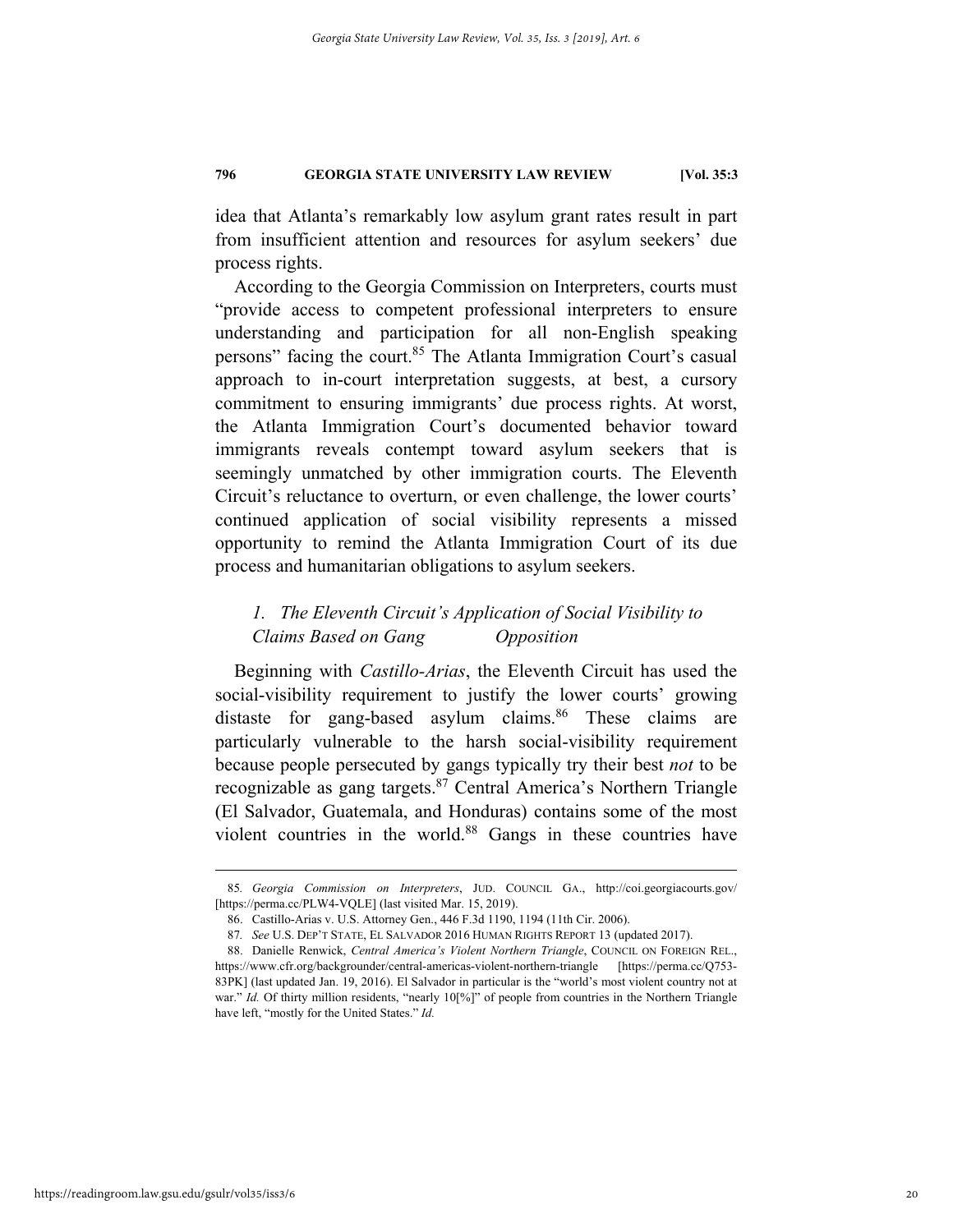idea that Atlanta's remarkably low asylum grant rates result in part from insufficient attention and resources for asylum seekers' due process rights.

According to the Georgia Commission on Interpreters, courts must "provide access to competent professional interpreters to ensure understanding and participation for all non-English speaking persons" facing the court.[85] The Atlanta Immigration Court's casual approach to in-court interpretation suggests, at best, a cursory commitment to ensuring immigrants' due process rights. At worst, the Atlanta Immigration Court's documented behavior toward immigrants reveals contempt toward asylum seekers that is seemingly unmatched by other immigration courts. The Eleventh Circuit's reluctance to overturn, or even challenge, the lower courts' continued application of social visibility represents a missed opportunity to remind the Atlanta Immigration Court of its due process and humanitarian obligations to asylum seekers.

### *1. The Eleventh Circuit's Application of Social Visibility to Claims Based on Gang Opposition*

Beginning with *Castillo-Arias*, the Eleventh Circuit has used the social-visibility requirement to justify the lower courts' growing distaste for gang-based asylum claims.[86] These claims are particularly vulnerable to the harsh social-visibility requirement because people persecuted by gangs typically try their best *not* to be recognizable as gang targets.[87] Central America's Northern Triangle (El Salvador, Guatemala, and Honduras) contains some of the most violent countries in the world.[88] Gangs in these countries have

---

85. *Georgia Commission on Interpreters*, JUD. COUNCIL GA., http://coi.georgiacourts.gov/ [https://perma.cc/PLW4-VQLE] (last visited Mar. 15, 2019).

86. Castillo-Arias v. U.S. Attorney Gen., 446 F.3d 1190, 1194 (11th Cir. 2006).

87. *See* U.S. DEP'T STATE, EL SALVADOR 2016 HUMAN RIGHTS REPORT 13 (updated 2017).

88. Danielle Renwick, *Central America's Violent Northern Triangle*, COUNCIL ON FOREIGN REL., https://www.cfr.org/backgrounder/central-americas-violent-northern-triangle [https://perma.cc/Q753-83PK] (last updated Jan. 19, 2016). El Salvador in particular is the "world's most violent country not at war." *Id.* Of thirty million residents, "nearly 10[%]" of people from countries in the Northern Triangle have left, "mostly for the United States." *Id.*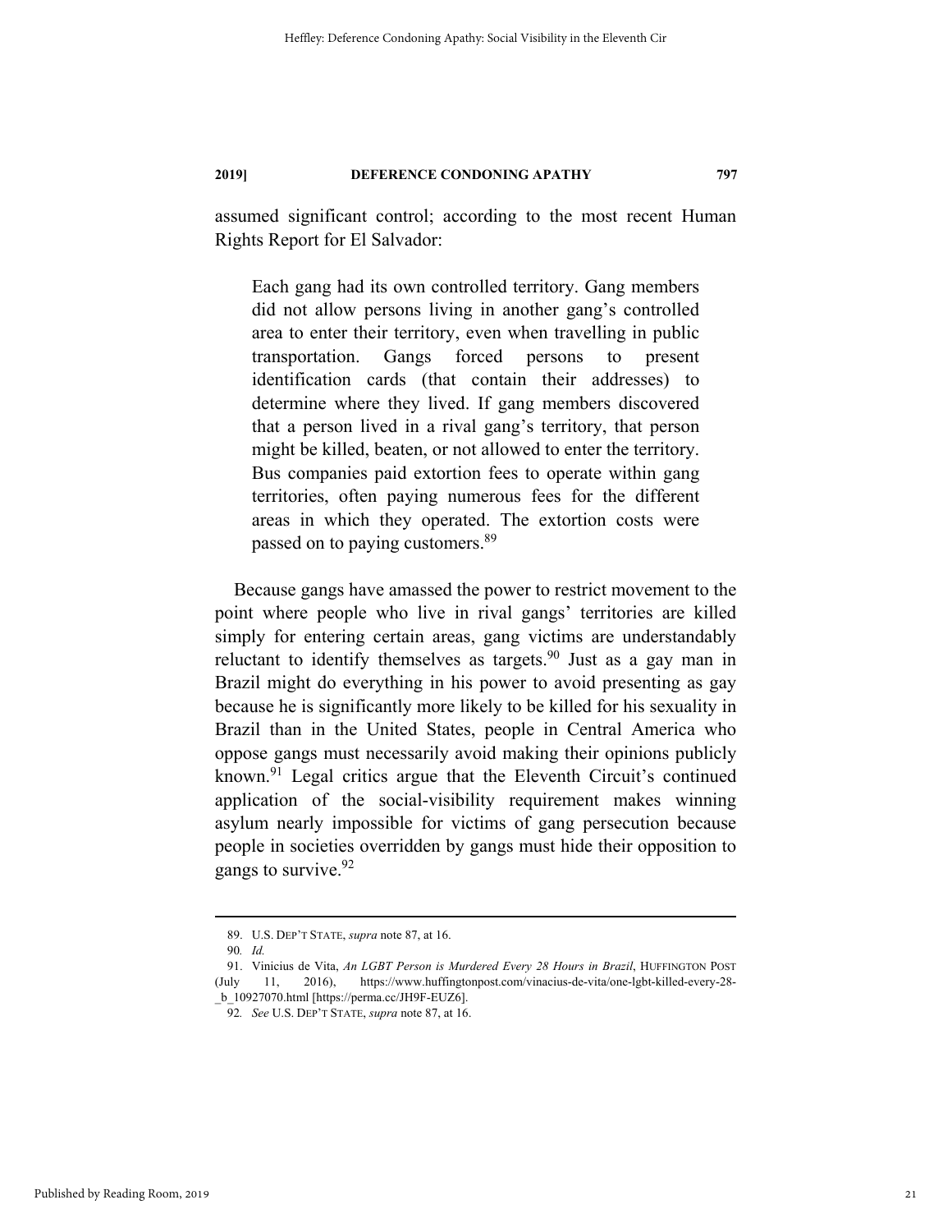assumed significant control; according to the most recent Human Rights Report for El Salvador:

> Each gang had its own controlled territory. Gang members did not allow persons living in another gang's controlled area to enter their territory, even when travelling in public transportation. Gangs forced persons to present identification cards (that contain their addresses) to determine where they lived. If gang members discovered that a person lived in a rival gang's territory, that person might be killed, beaten, or not allowed to enter the territory. Bus companies paid extortion fees to operate within gang territories, often paying numerous fees for the different areas in which they operated. The extortion costs were passed on to paying customers.[89]

Because gangs have amassed the power to restrict movement to the point where people who live in rival gangs' territories are killed simply for entering certain areas, gang victims are understandably reluctant to identify themselves as targets.[90] Just as a gay man in Brazil might do everything in his power to avoid presenting as gay because he is significantly more likely to be killed for his sexuality in Brazil than in the United States, people in Central America who oppose gangs must necessarily avoid making their opinions publicly known.[91] Legal critics argue that the Eleventh Circuit's continued application of the social-visibility requirement makes winning asylum nearly impossible for victims of gang persecution because people in societies overridden by gangs must hide their opposition to gangs to survive.[92]

---

89. U.S. DEP'T STATE, *supra* note 87, at 16.

90. *Id.*

91. Vinicius de Vita, *An LGBT Person is Murdered Every 28 Hours in Brazil*, HUFFINGTON POST (July 11, 2016), https://www.huffingtonpost.com/vinacius-de-vita/one-lgbt-killed-every-28-_b_10927070.html [https://perma.cc/JH9F-EUZ6].

92. *See* U.S. DEP'T STATE, *supra* note 87, at 16.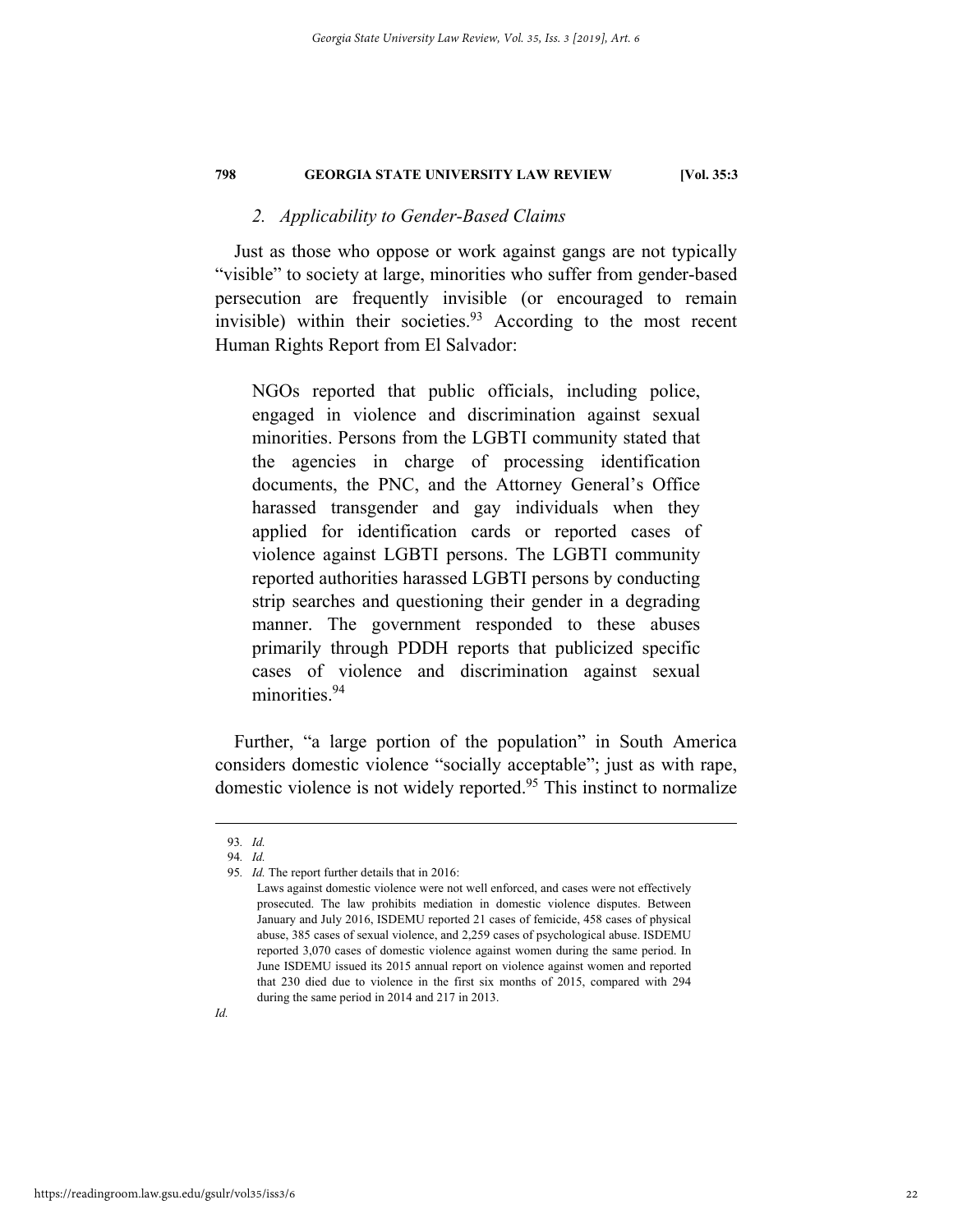### 2. *Applicability to Gender-Based Claims*

Just as those who oppose or work against gangs are not typically "visible" to society at large, minorities who suffer from gender-based persecution are frequently invisible (or encouraged to remain invisible) within their societies.[93] According to the most recent Human Rights Report from El Salvador:

> NGOs reported that public officials, including police, engaged in violence and discrimination against sexual minorities. Persons from the LGBTI community stated that the agencies in charge of processing identification documents, the PNC, and the Attorney General's Office harassed transgender and gay individuals when they applied for identification cards or reported cases of violence against LGBTI persons. The LGBTI community reported authorities harassed LGBTI persons by conducting strip searches and questioning their gender in a degrading manner. The government responded to these abuses primarily through PDDH reports that publicized specific cases of violence and discrimination against sexual minorities.[94]

Further, "a large portion of the population" in South America considers domestic violence "socially acceptable"; just as with rape, domestic violence is not widely reported.[95] This instinct to normalize

---

93. *Id.*

94. *Id.*

95. *Id.* The report further details that in 2016:

> Laws against domestic violence were not well enforced, and cases were not effectively prosecuted. The law prohibits mediation in domestic violence disputes. Between January and July 2016, ISDEMU reported 21 cases of femicide, 458 cases of physical abuse, 385 cases of sexual violence, and 2,259 cases of psychological abuse. ISDEMU reported 3,070 cases of domestic violence against women during the same period. In June ISDEMU issued its 2015 annual report on violence against women and reported that 230 died due to violence in the first six months of 2015, compared with 294 during the same period in 2014 and 217 in 2013.

*Id.*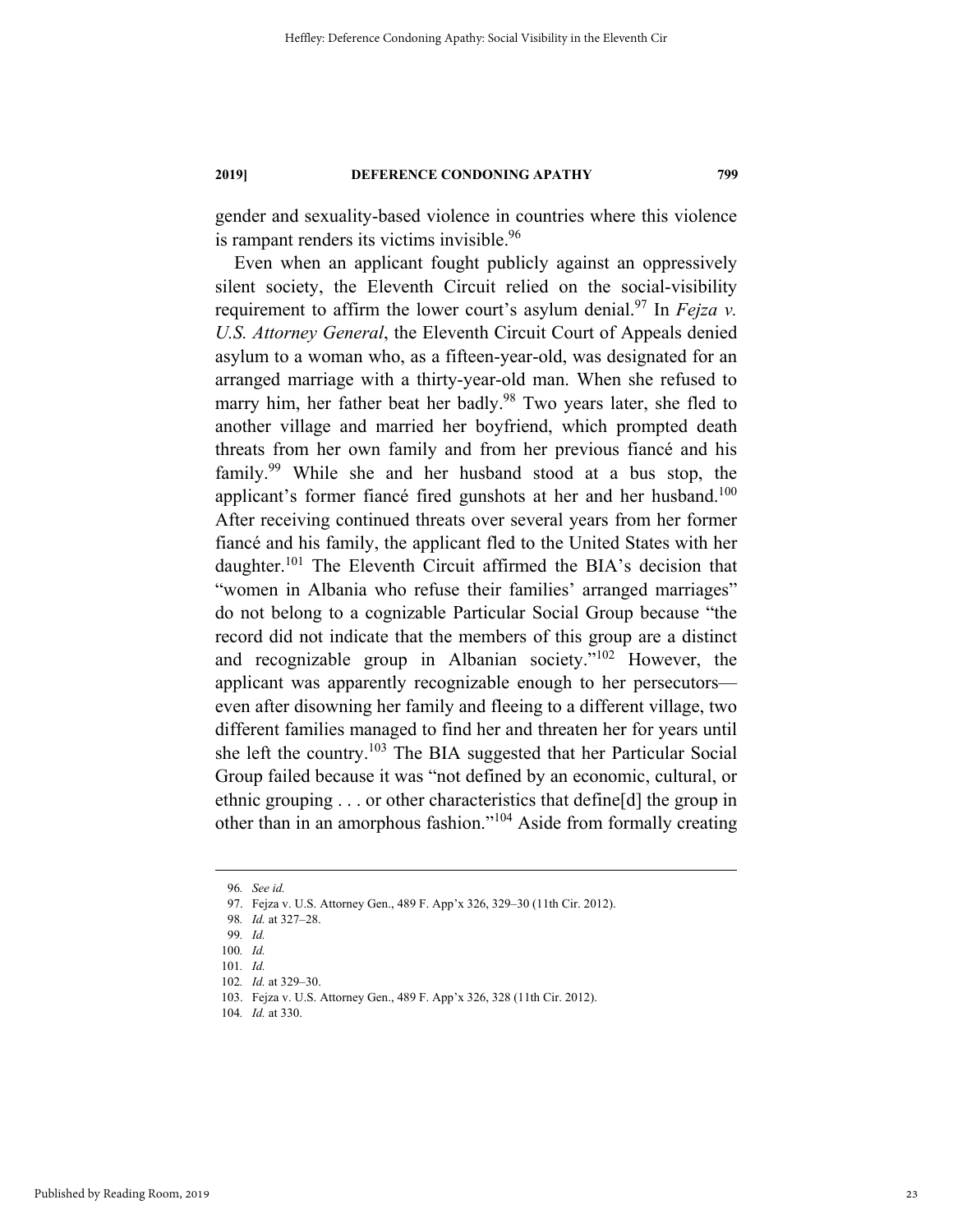gender and sexuality-based violence in countries where this violence is rampant renders its victims invisible.[96]

Even when an applicant fought publicly against an oppressively silent society, the Eleventh Circuit relied on the social-visibility requirement to affirm the lower court's asylum denial.[97] In *Fejza v. U.S. Attorney General*, the Eleventh Circuit Court of Appeals denied asylum to a woman who, as a fifteen-year-old, was designated for an arranged marriage with a thirty-year-old man. When she refused to marry him, her father beat her badly.[98] Two years later, she fled to another village and married her boyfriend, which prompted death threats from her own family and from her previous fiancé and his family.[99] While she and her husband stood at a bus stop, the applicant's former fiancé fired gunshots at her and her husband.[100] After receiving continued threats over several years from her former fiancé and his family, the applicant fled to the United States with her daughter.[101] The Eleventh Circuit affirmed the BIA's decision that "women in Albania who refuse their families' arranged marriages" do not belong to a cognizable Particular Social Group because "the record did not indicate that the members of this group are a distinct and recognizable group in Albanian society."[102] However, the applicant was apparently recognizable enough to her persecutors—even after disowning her family and fleeing to a different village, two different families managed to find her and threaten her for years until she left the country.[103] The BIA suggested that her Particular Social Group failed because it was "not defined by an economic, cultural, or ethnic grouping . . . or other characteristics that define[d] the group in other than in an amorphous fashion."[104] Aside from formally creating

---

96. *See id.*
97. Fejza v. U.S. Attorney Gen., 489 F. App'x 326, 329–30 (11th Cir. 2012).
98. *Id.* at 327–28.
99. *Id.*
100. *Id.*
101. *Id.*
102. *Id.* at 329–30.
103. Fejza v. U.S. Attorney Gen., 489 F. App'x 326, 328 (11th Cir. 2012).
104. *Id.* at 330.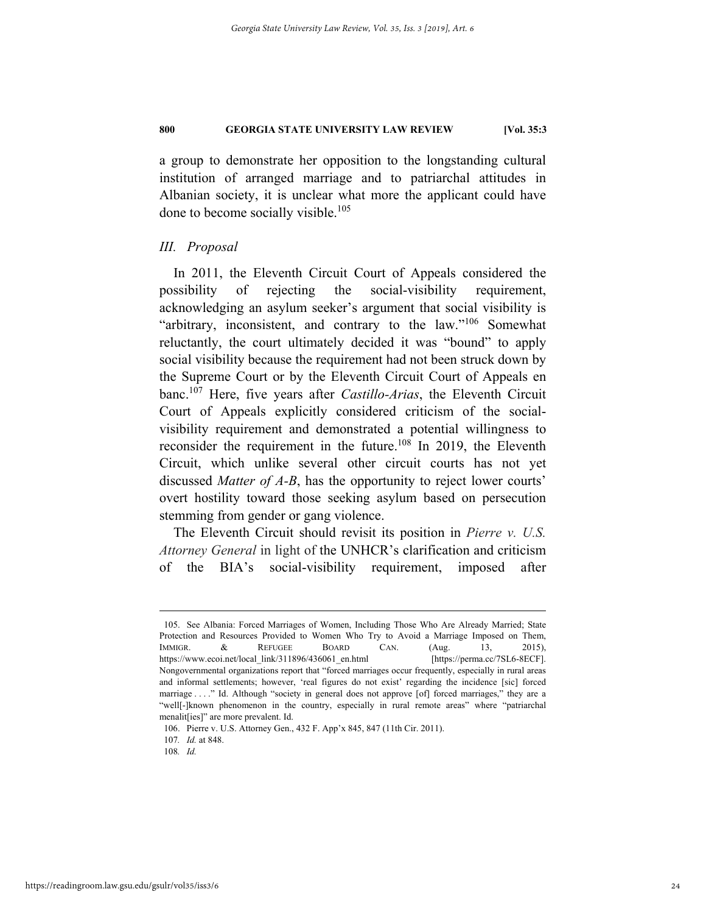a group to demonstrate her opposition to the longstanding cultural institution of arranged marriage and to patriarchal attitudes in Albanian society, it is unclear what more the applicant could have done to become socially visible.[105]

## III. *Proposal*

In 2011, the Eleventh Circuit Court of Appeals considered the possibility of rejecting the social-visibility requirement, acknowledging an asylum seeker's argument that social visibility is "arbitrary, inconsistent, and contrary to the law."[106] Somewhat reluctantly, the court ultimately decided it was "bound" to apply social visibility because the requirement had not been struck down by the Supreme Court or by the Eleventh Circuit Court of Appeals en banc.[107] Here, five years after *Castillo-Arias*, the Eleventh Circuit Court of Appeals explicitly considered criticism of the social-visibility requirement and demonstrated a potential willingness to reconsider the requirement in the future.[108] In 2019, the Eleventh Circuit, which unlike several other circuit courts has not yet discussed *Matter of A-B*, has the opportunity to reject lower courts' overt hostility toward those seeking asylum based on persecution stemming from gender or gang violence.

The Eleventh Circuit should revisit its position in *Pierre v. U.S. Attorney General* in light of the UNHCR's clarification and criticism of the BIA's social-visibility requirement, imposed after

---

105. See Albania: Forced Marriages of Women, Including Those Who Are Already Married; State Protection and Resources Provided to Women Who Try to Avoid a Marriage Imposed on Them, IMMIGR. & REFUGEE BOARD CAN. (Aug. 13, 2015), https://www.ecoi.net/local_link/311896/436061_en.html [https://perma.cc/7SL6-8ECF]. Nongovernmental organizations report that "forced marriages occur frequently, especially in rural areas and informal settlements; however, 'real figures do not exist' regarding the incidence [sic] forced marriage . . . ." Id. Although "society in general does not approve [of] forced marriages," they are a "well[-]known phenomenon in the country, especially in rural remote areas" where "patriarchal menalit[ies]" are more prevalent. Id.

106. Pierre v. U.S. Attorney Gen., 432 F. App'x 845, 847 (11th Cir. 2011).

107. *Id.* at 848.

108. *Id.*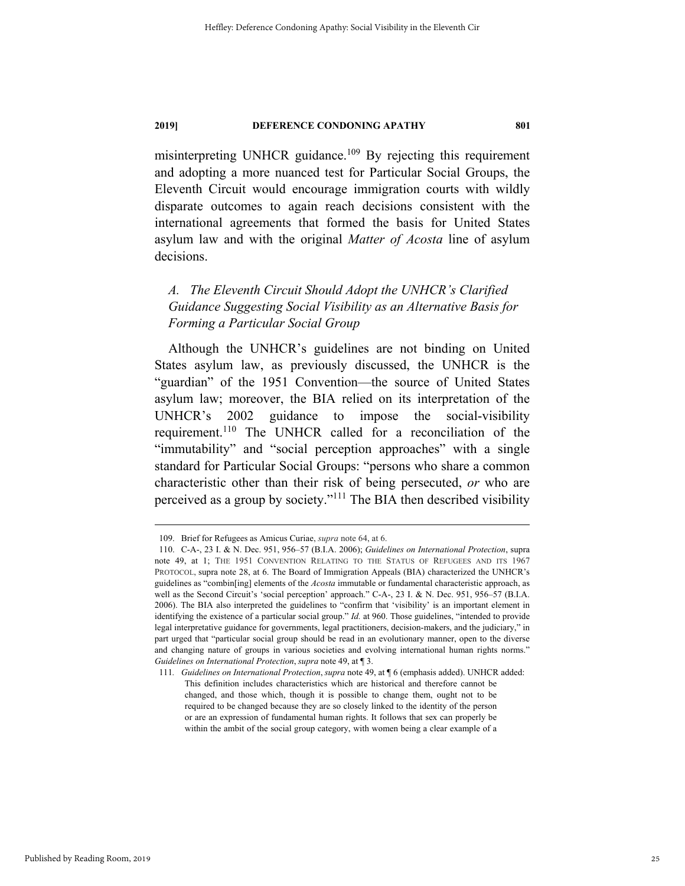misinterpreting UNHCR guidance.[109] By rejecting this requirement and adopting a more nuanced test for Particular Social Groups, the Eleventh Circuit would encourage immigration courts with wildly disparate outcomes to again reach decisions consistent with the international agreements that formed the basis for United States asylum law and with the original *Matter of Acosta* line of asylum decisions.

### *A. The Eleventh Circuit Should Adopt the UNHCR's Clarified Guidance Suggesting Social Visibility as an Alternative Basis for Forming a Particular Social Group*

Although the UNHCR's guidelines are not binding on United States asylum law, as previously discussed, the UNHCR is the "guardian" of the 1951 Convention—the source of United States asylum law; moreover, the BIA relied on its interpretation of the UNHCR's 2002 guidance to impose the social-visibility requirement.[110] The UNHCR called for a reconciliation of the "immutability" and "social perception approaches" with a single standard for Particular Social Groups: "persons who share a common characteristic other than their risk of being persecuted, *or* who are perceived as a group by society."[111] The BIA then described visibility

---

109. Brief for Refugees as Amicus Curiae, *supra* note 64, at 6.

110. C-A-, 23 I. & N. Dec. 951, 956–57 (B.I.A. 2006); *Guidelines on International Protection*, supra note 49, at 1; THE 1951 CONVENTION RELATING TO THE STATUS OF REFUGEES AND ITS 1967 PROTOCOL, supra note 28, at 6. The Board of Immigration Appeals (BIA) characterized the UNHCR's guidelines as "combin[ing] elements of the *Acosta* immutable or fundamental characteristic approach, as well as the Second Circuit's 'social perception' approach." C-A-, 23 I. & N. Dec. 951, 956–57 (B.I.A. 2006). The BIA also interpreted the guidelines to "confirm that 'visibility' is an important element in identifying the existence of a particular social group." *Id.* at 960. Those guidelines, "intended to provide legal interpretative guidance for governments, legal practitioners, decision-makers, and the judiciary," in part urged that "particular social group should be read in an evolutionary manner, open to the diverse and changing nature of groups in various societies and evolving international human rights norms." *Guidelines on International Protection*, *supra* note 49, at ¶ 3.

111. *Guidelines on International Protection*, *supra* note 49, at ¶ 6 (emphasis added). UNHCR added:

> This definition includes characteristics which are historical and therefore cannot be changed, and those which, though it is possible to change them, ought not to be required to be changed because they are so closely linked to the identity of the person or are an expression of fundamental human rights. It follows that sex can properly be within the ambit of the social group category, with women being a clear example of a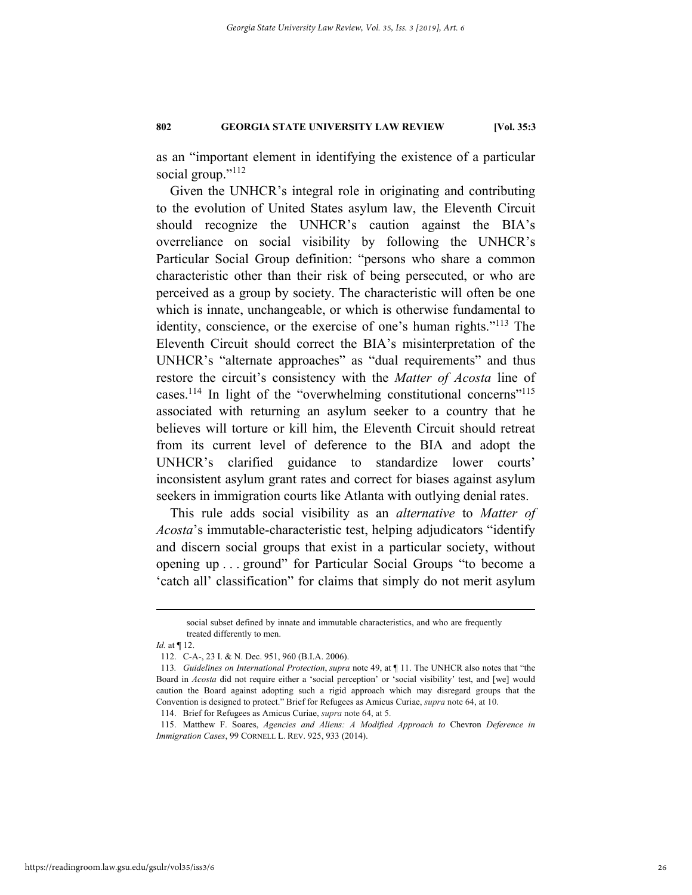as an "important element in identifying the existence of a particular social group."[112]

Given the UNHCR's integral role in originating and contributing to the evolution of United States asylum law, the Eleventh Circuit should recognize the UNHCR's caution against the BIA's overreliance on social visibility by following the UNHCR's Particular Social Group definition: "persons who share a common characteristic other than their risk of being persecuted, or who are perceived as a group by society. The characteristic will often be one which is innate, unchangeable, or which is otherwise fundamental to identity, conscience, or the exercise of one's human rights."[113] The Eleventh Circuit should correct the BIA's misinterpretation of the UNHCR's "alternate approaches" as "dual requirements" and thus restore the circuit's consistency with the *Matter of Acosta* line of cases.[114] In light of the "overwhelming constitutional concerns"[115] associated with returning an asylum seeker to a country that he believes will torture or kill him, the Eleventh Circuit should retreat from its current level of deference to the BIA and adopt the UNHCR's clarified guidance to standardize lower courts' inconsistent asylum grant rates and correct for biases against asylum seekers in immigration courts like Atlanta with outlying denial rates.

This rule adds social visibility as an *alternative* to *Matter of Acosta*'s immutable-characteristic test, helping adjudicators "identify and discern social groups that exist in a particular society, without opening up . . . ground" for Particular Social Groups "to become a 'catch all' classification" for claims that simply do not merit asylum

---

> social subset defined by innate and immutable characteristics, and who are frequently treated differently to men.

*Id.* at ¶ 12.

112. C-A-, 23 I. & N. Dec. 951, 960 (B.I.A. 2006).

113. *Guidelines on International Protection*, *supra* note 49, at ¶ 11. The UNHCR also notes that "the Board in *Acosta* did not require either a 'social perception' or 'social visibility' test, and [we] would caution the Board against adopting such a rigid approach which may disregard groups that the Convention is designed to protect." Brief for Refugees as Amicus Curiae, *supra* note 64, at 10.

114. Brief for Refugees as Amicus Curiae, *supra* note 64, at 5.

115. Matthew F. Soares, *Agencies and Aliens: A Modified Approach to* Chevron *Deference in Immigration Cases*, 99 CORNELL L. REV. 925, 933 (2014).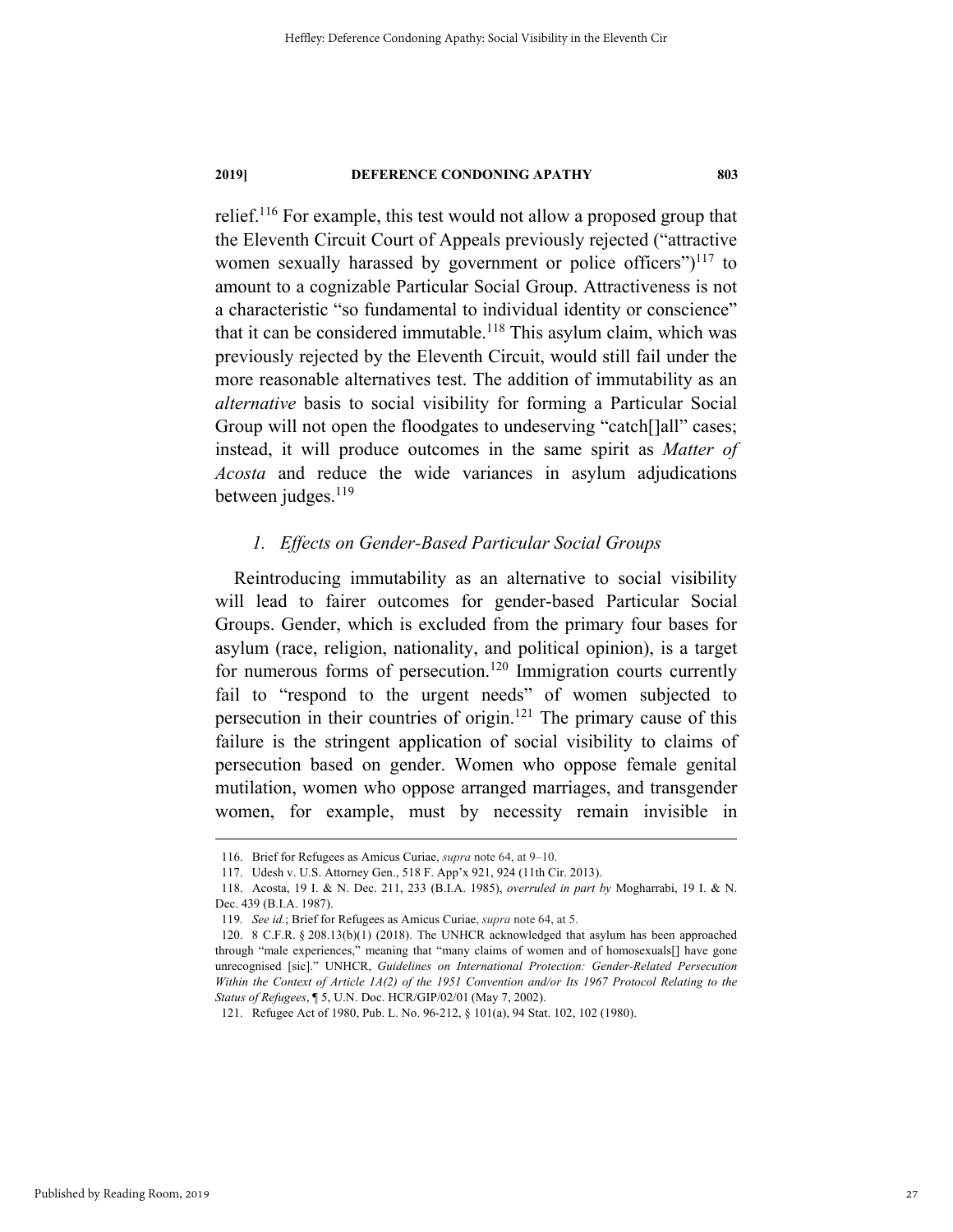relief.[116] For example, this test would not allow a proposed group that the Eleventh Circuit Court of Appeals previously rejected ("attractive women sexually harassed by government or police officers")[117] to amount to a cognizable Particular Social Group. Attractiveness is not a characteristic "so fundamental to individual identity or conscience" that it can be considered immutable.[118] This asylum claim, which was previously rejected by the Eleventh Circuit, would still fail under the more reasonable alternatives test. The addition of immutability as an *alternative* basis to social visibility for forming a Particular Social Group will not open the floodgates to undeserving "catch[]all" cases; instead, it will produce outcomes in the same spirit as *Matter of Acosta* and reduce the wide variances in asylum adjudications between judges.[119]

### *1. Effects on Gender-Based Particular Social Groups*

Reintroducing immutability as an alternative to social visibility will lead to fairer outcomes for gender-based Particular Social Groups. Gender, which is excluded from the primary four bases for asylum (race, religion, nationality, and political opinion), is a target for numerous forms of persecution.[120] Immigration courts currently fail to "respond to the urgent needs" of women subjected to persecution in their countries of origin.[121] The primary cause of this failure is the stringent application of social visibility to claims of persecution based on gender. Women who oppose female genital mutilation, women who oppose arranged marriages, and transgender women, for example, must by necessity remain invisible in

---

116. Brief for Refugees as Amicus Curiae, *supra* note 64, at 9–10.

117. Udesh v. U.S. Attorney Gen., 518 F. App'x 921, 924 (11th Cir. 2013).

118. Acosta, 19 I. & N. Dec. 211, 233 (B.I.A. 1985), *overruled in part by* Mogharrabi, 19 I. & N. Dec. 439 (B.I.A. 1987).

119. *See id.*; Brief for Refugees as Amicus Curiae, *supra* note 64, at 5.

120. 8 C.F.R. § 208.13(b)(1) (2018). The UNHCR acknowledged that asylum has been approached through "male experiences," meaning that "many claims of women and of homosexuals[] have gone unrecognised [sic]." UNHCR, *Guidelines on International Protection: Gender-Related Persecution Within the Context of Article 1A(2) of the 1951 Convention and/or Its 1967 Protocol Relating to the Status of Refugees*, ¶ 5, U.N. Doc. HCR/GIP/02/01 (May 7, 2002).

121. Refugee Act of 1980, Pub. L. No. 96-212, § 101(a), 94 Stat. 102, 102 (1980).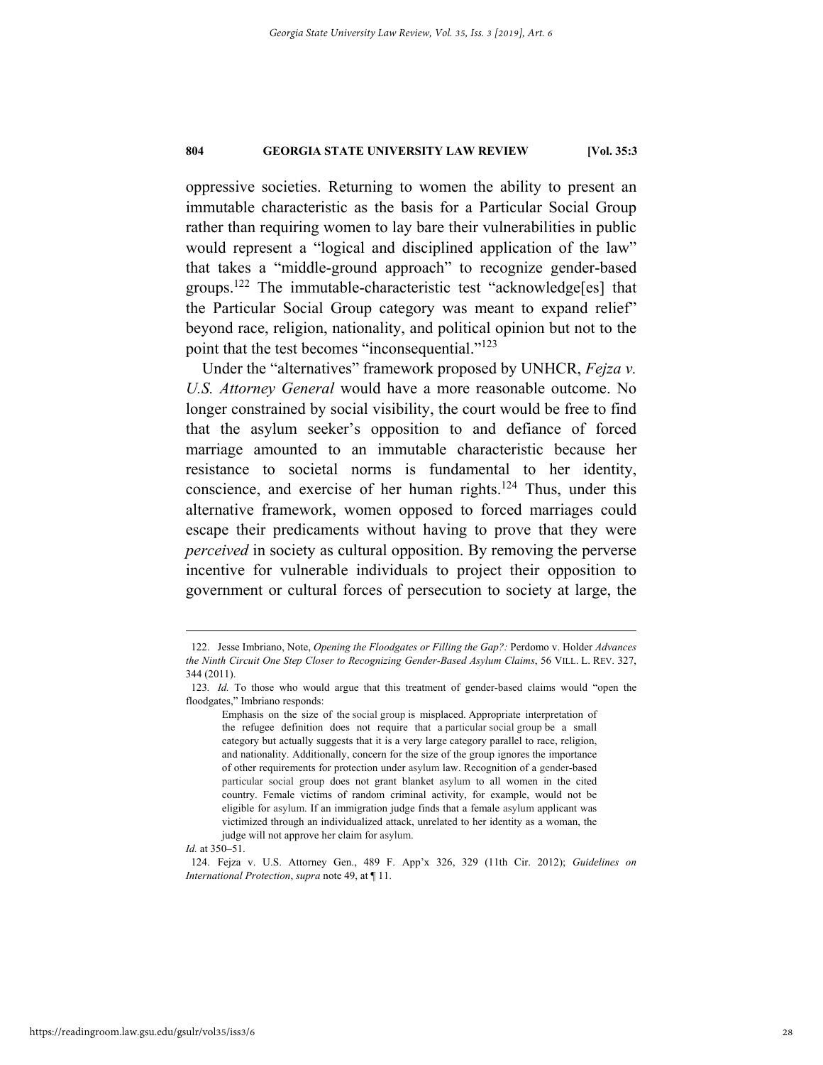oppressive societies. Returning to women the ability to present an immutable characteristic as the basis for a Particular Social Group rather than requiring women to lay bare their vulnerabilities in public would represent a "logical and disciplined application of the law" that takes a "middle-ground approach" to recognize gender-based groups.[122] The immutable-characteristic test "acknowledge[es] that the Particular Social Group category was meant to expand relief" beyond race, religion, nationality, and political opinion but not to the point that the test becomes "inconsequential."[123]

Under the "alternatives" framework proposed by UNHCR, *Fejza v. U.S. Attorney General* would have a more reasonable outcome. No longer constrained by social visibility, the court would be free to find that the asylum seeker's opposition to and defiance of forced marriage amounted to an immutable characteristic because her resistance to societal norms is fundamental to her identity, conscience, and exercise of her human rights.[124] Thus, under this alternative framework, women opposed to forced marriages could escape their predicaments without having to prove that they were *perceived* in society as cultural opposition. By removing the perverse incentive for vulnerable individuals to project their opposition to government or cultural forces of persecution to society at large, the

---

122. Jesse Imbriano, Note, *Opening the Floodgates or Filling the Gap?:* Perdomo v. Holder *Advances the Ninth Circuit One Step Closer to Recognizing Gender-Based Asylum Claims*, 56 VILL. L. REV. 327, 344 (2011).

123. *Id.* To those who would argue that this treatment of gender-based claims would "open the floodgates," Imbriano responds:

> Emphasis on the size of the social group is misplaced. Appropriate interpretation of the refugee definition does not require that a particular social group be a small category but actually suggests that it is a very large category parallel to race, religion, and nationality. Additionally, concern for the size of the group ignores the importance of other requirements for protection under asylum law. Recognition of a gender-based particular social group does not grant blanket asylum to all women in the cited country. Female victims of random criminal activity, for example, would not be eligible for asylum. If an immigration judge finds that a female asylum applicant was victimized through an individualized attack, unrelated to her identity as a woman, the judge will not approve her claim for asylum.

*Id.* at 350–51.

124. Fejza v. U.S. Attorney Gen., 489 F. App'x 326, 329 (11th Cir. 2012); *Guidelines on International Protection*, *supra* note 49, at ¶ 11.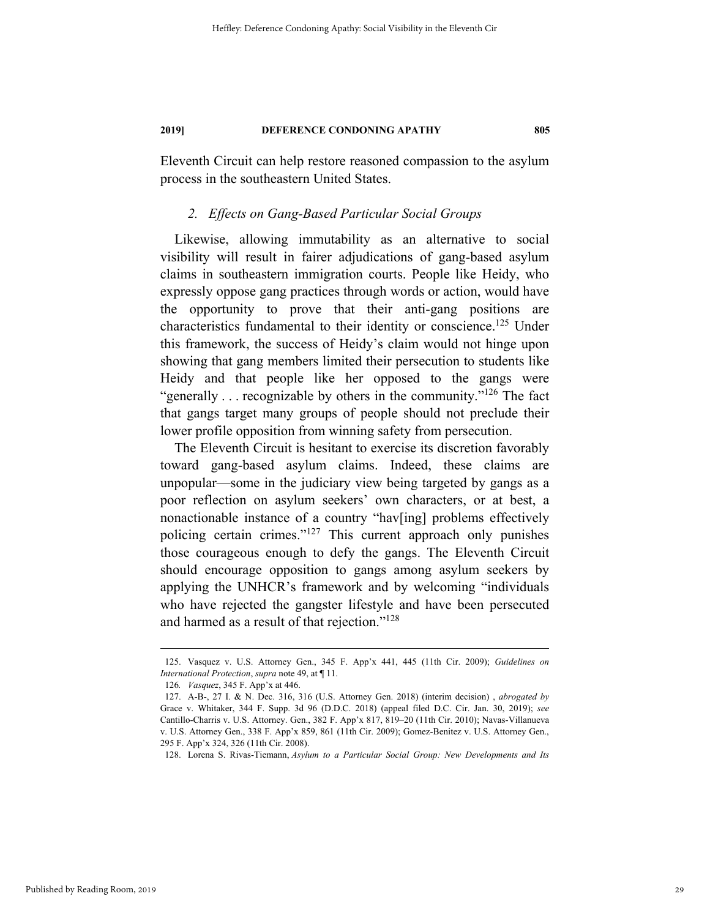Eleventh Circuit can help restore reasoned compassion to the asylum process in the southeastern United States.

### 2. *Effects on Gang-Based Particular Social Groups*

Likewise, allowing immutability as an alternative to social visibility will result in fairer adjudications of gang-based asylum claims in southeastern immigration courts. People like Heidy, who expressly oppose gang practices through words or action, would have the opportunity to prove that their anti-gang positions are characteristics fundamental to their identity or conscience.[125] Under this framework, the success of Heidy's claim would not hinge upon showing that gang members limited their persecution to students like Heidy and that people like her opposed to the gangs were "generally . . . recognizable by others in the community."[126] The fact that gangs target many groups of people should not preclude their lower profile opposition from winning safety from persecution.

The Eleventh Circuit is hesitant to exercise its discretion favorably toward gang-based asylum claims. Indeed, these claims are unpopular—some in the judiciary view being targeted by gangs as a poor reflection on asylum seekers' own characters, or at best, a nonactionable instance of a country "hav[ing] problems effectively policing certain crimes."[127] This current approach only punishes those courageous enough to defy the gangs. The Eleventh Circuit should encourage opposition to gangs among asylum seekers by applying the UNHCR's framework and by welcoming "individuals who have rejected the gangster lifestyle and have been persecuted and harmed as a result of that rejection."[128]

---

125. Vasquez v. U.S. Attorney Gen., 345 F. App'x 441, 445 (11th Cir. 2009); *Guidelines on International Protection*, *supra* note 49, at ¶ 11.

126. *Vasquez*, 345 F. App'x at 446.

127. A-B-, 27 I. & N. Dec. 316, 316 (U.S. Attorney Gen. 2018) (interim decision) , *abrogated by* Grace v. Whitaker, 344 F. Supp. 3d 96 (D.D.C. 2018) (appeal filed D.C. Cir. Jan. 30, 2019); *see* Cantillo-Charris v. U.S. Attorney. Gen., 382 F. App'x 817, 819–20 (11th Cir. 2010); Navas-Villanueva v. U.S. Attorney Gen., 338 F. App'x 859, 861 (11th Cir. 2009); Gomez-Benitez v. U.S. Attorney Gen., 295 F. App'x 324, 326 (11th Cir. 2008).

128. Lorena S. Rivas-Tiemann, *Asylum to a Particular Social Group: New Developments and Its*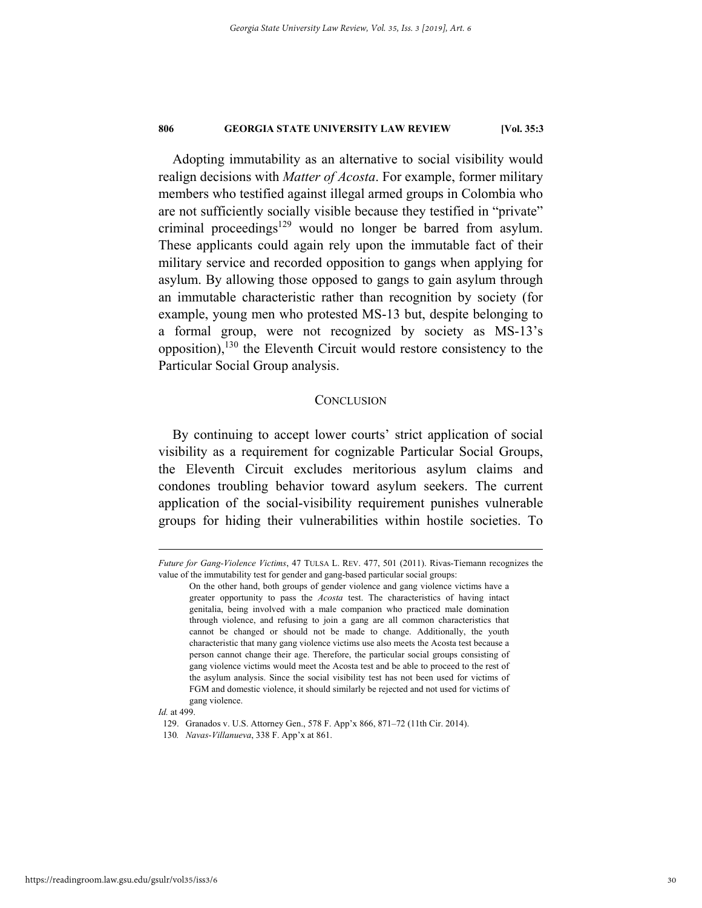Adopting immutability as an alternative to social visibility would realign decisions with *Matter of Acosta*. For example, former military members who testified against illegal armed groups in Colombia who are not sufficiently socially visible because they testified in "private" criminal proceedings[129] would no longer be barred from asylum. These applicants could again rely upon the immutable fact of their military service and recorded opposition to gangs when applying for asylum. By allowing those opposed to gangs to gain asylum through an immutable characteristic rather than recognition by society (for example, young men who protested MS-13 but, despite belonging to a formal group, were not recognized by society as MS-13's opposition),[130] the Eleventh Circuit would restore consistency to the Particular Social Group analysis.

## CONCLUSION

By continuing to accept lower courts' strict application of social visibility as a requirement for cognizable Particular Social Groups, the Eleventh Circuit excludes meritorious asylum claims and condones troubling behavior toward asylum seekers. The current application of the social-visibility requirement punishes vulnerable groups for hiding their vulnerabilities within hostile societies. To

---

*Future for Gang-Violence Victims*, 47 TULSA L. REV. 477, 501 (2011). Rivas-Tiemann recognizes the value of the immutability test for gender and gang-based particular social groups:

> On the other hand, both groups of gender violence and gang violence victims have a greater opportunity to pass the *Acosta* test. The characteristics of having intact genitalia, being involved with a male companion who practiced male domination through violence, and refusing to join a gang are all common characteristics that cannot be changed or should not be made to change. Additionally, the youth characteristic that many gang violence victims use also meets the Acosta test because a person cannot change their age. Therefore, the particular social groups consisting of gang violence victims would meet the Acosta test and be able to proceed to the rest of the asylum analysis. Since the social visibility test has not been used for victims of FGM and domestic violence, it should similarly be rejected and not used for victims of gang violence.

*Id.* at 499.

129. Granados v. U.S. Attorney Gen., 578 F. App'x 866, 871–72 (11th Cir. 2014).

130. *Navas-Villanueva*, 338 F. App'x at 861.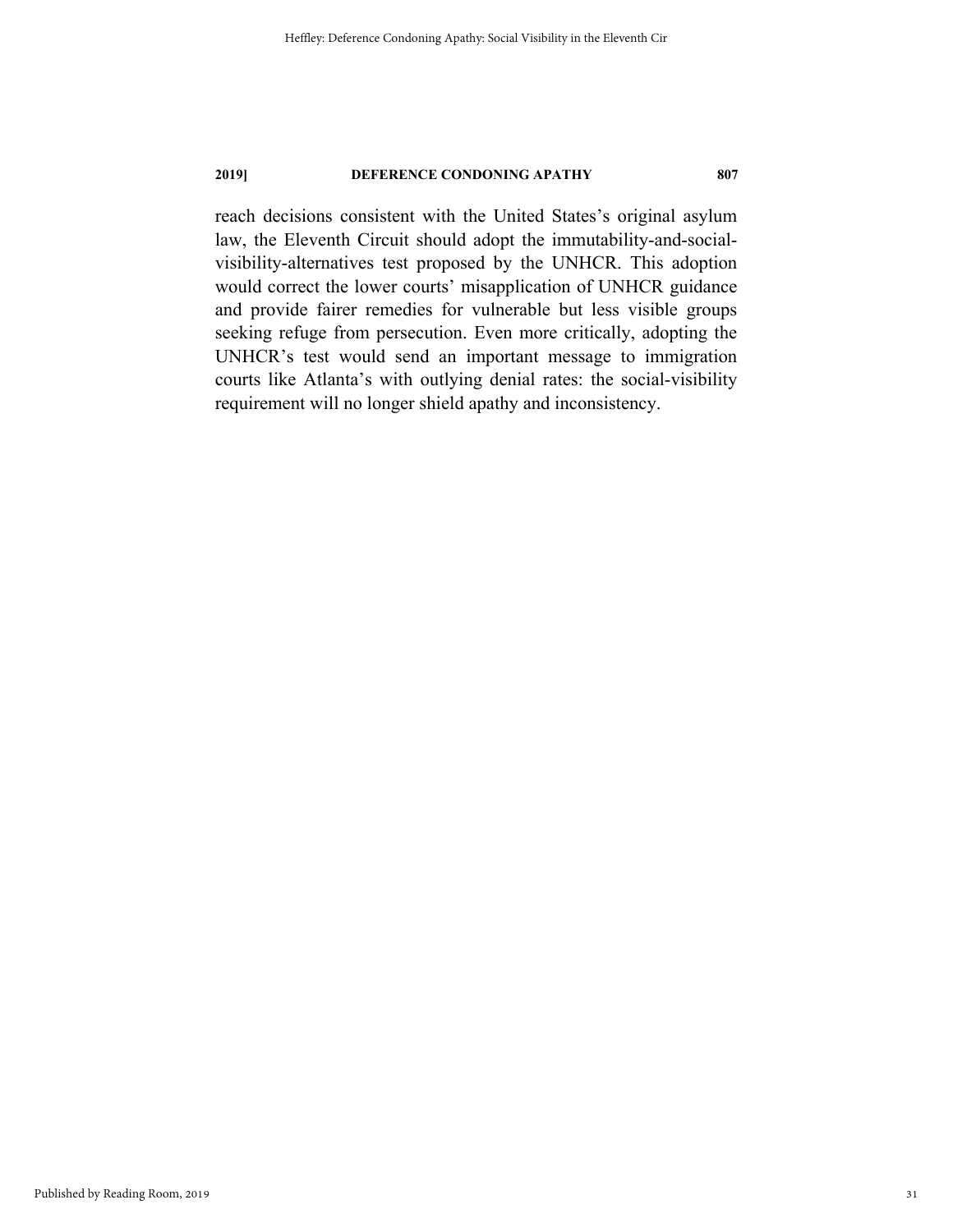reach decisions consistent with the United States's original asylum law, the Eleventh Circuit should adopt the immutability-and-social-visibility-alternatives test proposed by the UNHCR. This adoption would correct the lower courts' misapplication of UNHCR guidance and provide fairer remedies for vulnerable but less visible groups seeking refuge from persecution. Even more critically, adopting the UNHCR's test would send an important message to immigration courts like Atlanta's with outlying denial rates: the social-visibility requirement will no longer shield apathy and inconsistency.